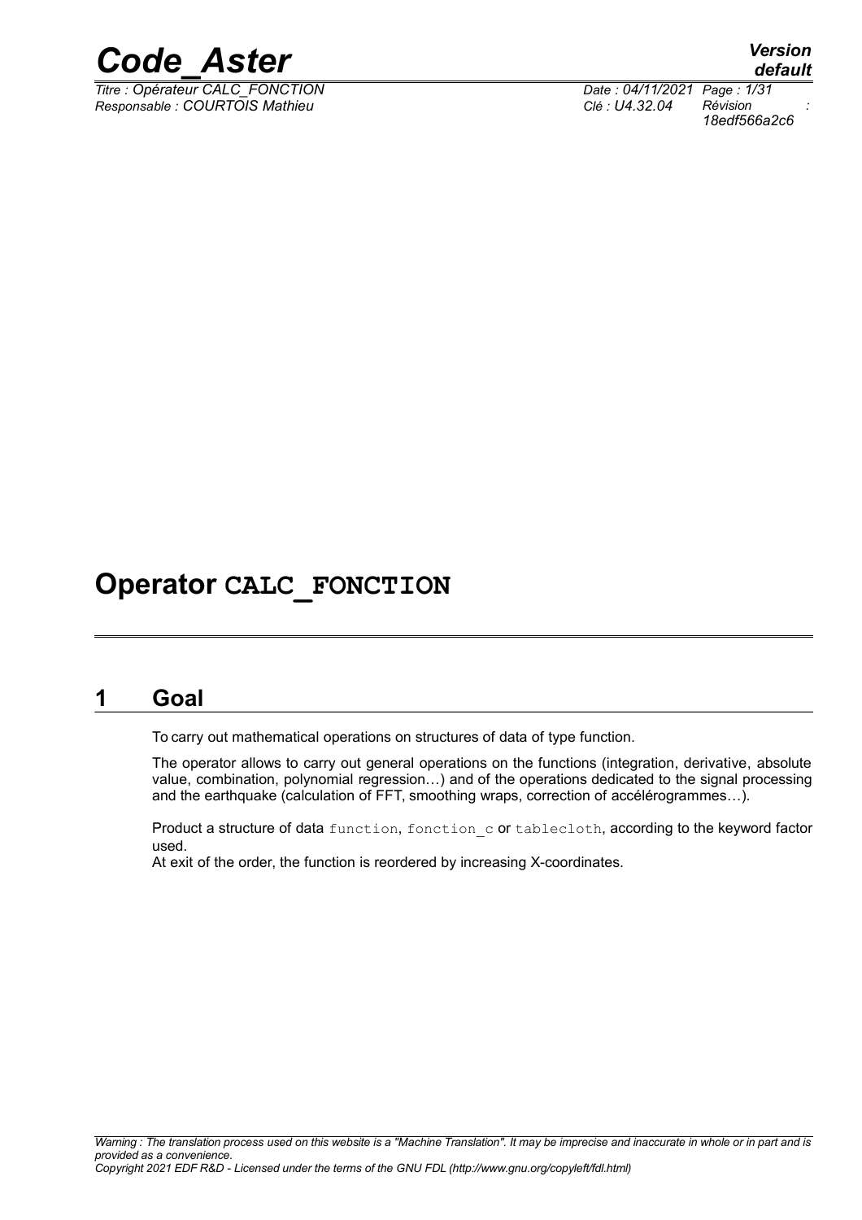# Operator CALC_FONCTION

## 1 Goal

To carry out mathematical operations on structures of data of type function.

The operator allows to carry out general operations on the functions (integration, derivative, absolute value, combination, polynomial regression…) and of the operations dedicated to the signal processing and the earthquake (calculation of FFT, smoothing wraps, correction of accélérogrammes…).

Product a structure of data `function`, `fonction_c` or `tablecloth`, according to the keyword factor used.
At exit of the order, the function is reordered by increasing X-coordinates.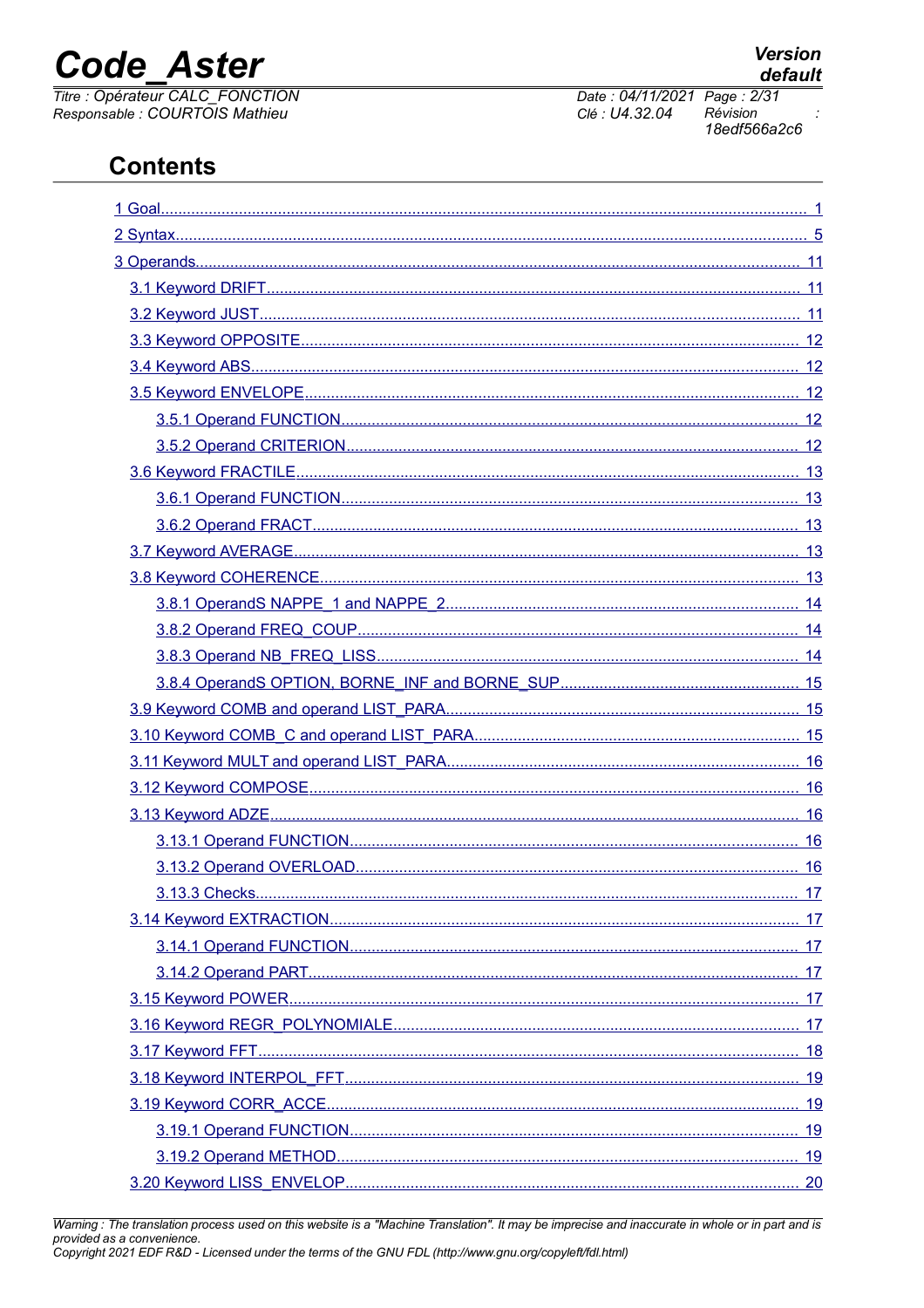# Contents

1 Goal........................................................................................................................................ 1

2 Syntax..................................................................................................................................... 5

3 Operands................................................................................................................................ 11

3.1 Keyword DRIFT.................................................................................................................. 11

3.2 Keyword JUST.................................................................................................................... 11

3.3 Keyword OPPOSITE........................................................................................................... 12

3.4 Keyword ABS...................................................................................................................... 12

3.5 Keyword ENVELOPE.......................................................................................................... 12

3.5.1 Operand FUNCTION..................................................................................................... 12

3.5.2 Operand CRITERION.................................................................................................... 12

3.6 Keyword FRACTILE............................................................................................................ 13

3.6.1 Operand FUNCTION..................................................................................................... 13

3.6.2 Operand FRACT............................................................................................................ 13

3.7 Keyword AVERAGE............................................................................................................ 13

3.8 Keyword COHERENCE....................................................................................................... 13

3.8.1 OperandS NAPPE_1 and NAPPE_2.............................................................................. 14

3.8.2 Operand FREQ_COUP.................................................................................................. 14

3.8.3 Operand NB_FREQ_LISS.............................................................................................. 14

3.8.4 OperandS OPTION, BORNE_INF and BORNE_SUP...................................................... 15

3.9 Keyword COMB and operand LIST_PARA............................................................................ 15

3.10 Keyword COMB_C and operand LIST_PARA...................................................................... 15

3.11 Keyword MULT and operand LIST_PARA............................................................................ 16

3.12 Keyword COMPOSE.......................................................................................................... 16

3.13 Keyword ADZE.................................................................................................................. 16

3.13.1 Operand FUNCTION.................................................................................................... 16

3.13.2 Operand OVERLOAD................................................................................................... 16

3.13.3 Checks........................................................................................................................ 17

3.14 Keyword EXTRACTION...................................................................................................... 17

3.14.1 Operand FUNCTION.................................................................................................... 17

3.14.2 Operand PART............................................................................................................. 17

3.15 Keyword POWER............................................................................................................... 17

3.16 Keyword REGR_POLYNOMIALE......................................................................................... 17

3.17 Keyword FFT...................................................................................................................... 18

3.18 Keyword INTERPOL_FFT.................................................................................................... 19

3.19 Keyword CORR_ACCE........................................................................................................ 19

3.19.1 Operand FUNCTION.................................................................................................... 19

3.19.2 Operand METHOD....................................................................................................... 19

3.20 Keyword LISS_ENVELOP.................................................................................................... 20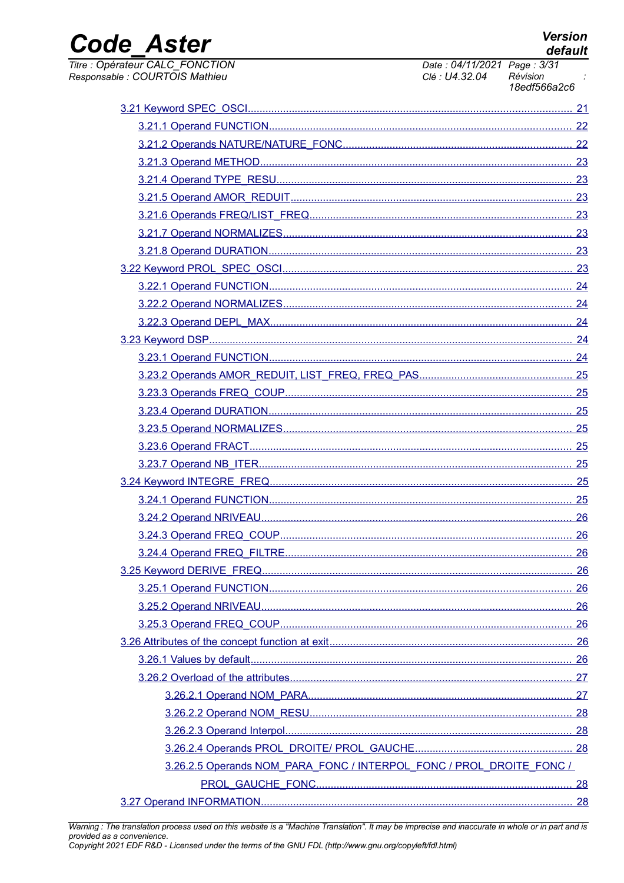3.21 Keyword SPEC_OSCI........................................................................................................ 21

3.21.1 Operand FUNCTION..................................................................................................... 22

3.21.2 Operands NATURE/NATURE_FONC............................................................................ 22

3.21.3 Operand METHOD........................................................................................................ 23

3.21.4 Operand TYPE_RESU................................................................................................... 23

3.21.5 Operand AMOR_REDUIT.............................................................................................. 23

3.21.6 Operands FREQ/LIST_FREQ........................................................................................ 23

3.21.7 Operand NORMALIZES................................................................................................ 23

3.21.8 Operand DURATION..................................................................................................... 23

3.22 Keyword PROL_SPEC_OSCI................................................................................................. 23

3.22.1 Operand FUNCTION..................................................................................................... 24

3.22.2 Operand NORMALIZES................................................................................................ 24

3.22.3 Operand DEPL_MAX..................................................................................................... 24

3.23 Keyword DSP........................................................................................................................ 24

3.23.1 Operand FUNCTION..................................................................................................... 24

3.23.2 Operands AMOR_REDUIT, LIST_FREQ, FREQ_PAS................................................... 25

3.23.3 Operands FREQ_COUP................................................................................................ 25

3.23.4 Operand DURATION..................................................................................................... 25

3.23.5 Operand NORMALIZES................................................................................................ 25

3.23.6 Operand FRACT............................................................................................................ 25

3.23.7 Operand NB_ITER......................................................................................................... 25

3.24 Keyword INTEGRE_FREQ..................................................................................................... 25

3.24.1 Operand FUNCTION..................................................................................................... 25

3.24.2 Operand NRIVEAU........................................................................................................ 26

3.24.3 Operand FREQ_COUP.................................................................................................. 26

3.24.4 Operand FREQ_FILTRE................................................................................................ 26

3.25 Keyword DERIVE_FREQ........................................................................................................ 26

3.25.1 Operand FUNCTION..................................................................................................... 26

3.25.2 Operand NRIVEAU........................................................................................................ 26

3.25.3 Operand FREQ_COUP.................................................................................................. 26

3.26 Attributes of the concept function at exit................................................................................. 26

3.26.1 Values by default........................................................................................................... 26

3.26.2 Overload of the attributes............................................................................................... 27

3.26.2.1 Operand NOM_PARA........................................................................................ 27

3.26.2.2 Operand NOM_RESU........................................................................................ 28

3.26.2.3 Operand Interpol................................................................................................ 28

3.26.2.4 Operands PROL_DROITE/ PROL_GAUCHE.................................................... 28

3.26.2.5 Operands NOM_PARA_FONC / INTERPOL_FONC / PROL_DROITE_FONC / PROL_GAUCHE_FONC...................................................................................... 28

3.27 Operand INFORMATION........................................................................................................ 28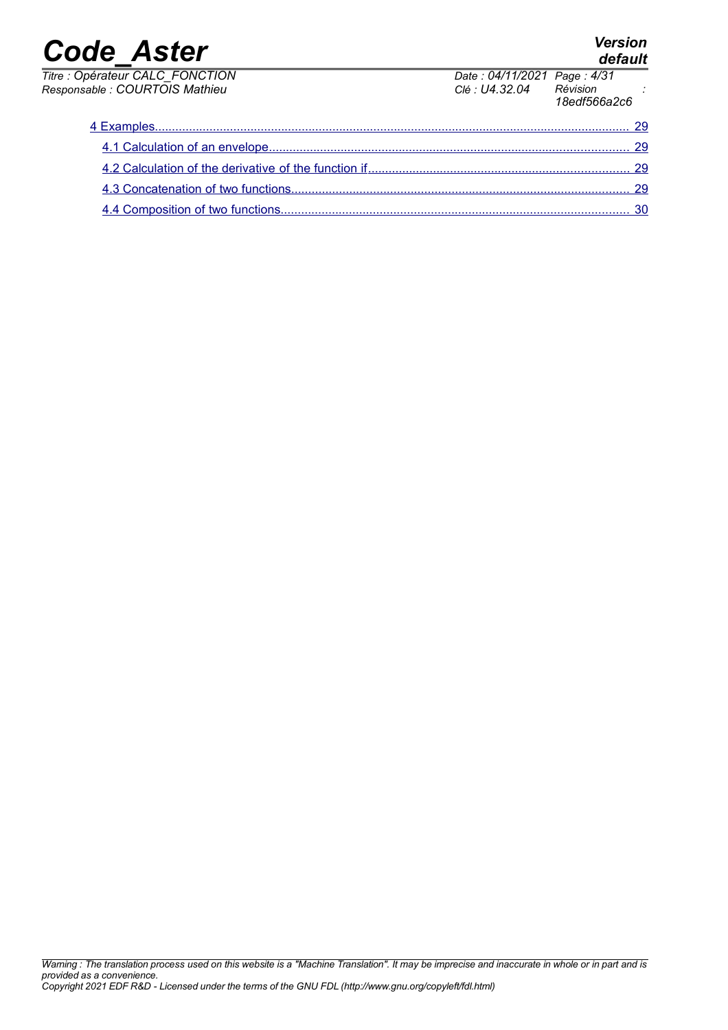4 Examples........................................................................................................................................ 29

4.1 Calculation of an envelope....................................................................................................... 29

4.2 Calculation of the derivative of the function if........................................................................... 29

4.3 Concatenation of two functions................................................................................................. 29

4.4 Composition of two functions.................................................................................................... 30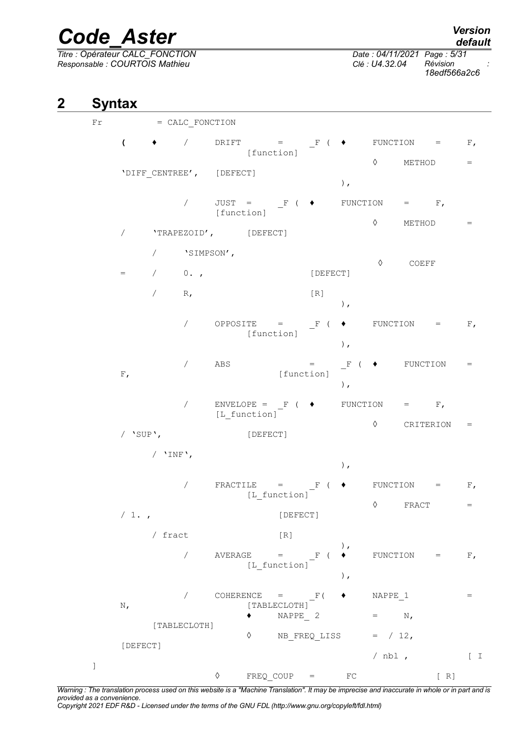## 2 Syntax

```
Fr          = CALC_FONCTION

      (    ♦    /    DRIFT       =     _F (  ♦     FUNCTION      =     F,
                                  [function]
                                                   ◊     METHOD        =
      'DIFF_CENTREE',    [DEFECT]
                                               ),

                /    JUST   =     _F (  ♦     FUNCTION     =     F,
                     [function]
                                                   ◊     METHOD        =
      /     'TRAPEZOID',       [DEFECT]

            /     'SIMPSON',
                                                     ◊     COEFF
      =     /     0. ,                      [DEFECT]

            /     R,                        [R]
                                               ),

                /    OPPOSITE    =     _F (  ♦     FUNCTION      =     F,
                          [function]
                                               ),

                /    ABS              =     _F (  ♦     FUNCTION      =
      F,                          [function]
                                               ),

                /    ENVELOPE =   _F (  ♦     FUNCTION     =     F,
                     [L_function]
                                                   ◊     CRITERION     =
      / 'SUP',                [DEFECT]

            / 'INF',
                                               ),

                /    FRACTILE    =     _F (  ♦     FUNCTION      =     F,
                          [L_function]
                                                   ◊     FRACT         =
      / 1. ,                        [DEFECT]

            / fract                 [R]
                                               ),
                /    AVERAGE     =     _F (  ♦     FUNCTION      =     F,
                          [L_function]
                                               ),

                /    COHERENCE   =     _F(   ♦     NAPPE_1             =
      N,                          [TABLECLOTH]
                               ♦     NAPPE_ 2          =     N,
            [TABLECLOTH]
                               ◊     NB_FREQ_LISS      =  / 12,
      [DEFECT]
                                                   / nbl ,           [ I
  ]
                          ◊     FREQ_COUP    =     FC               [ R]
```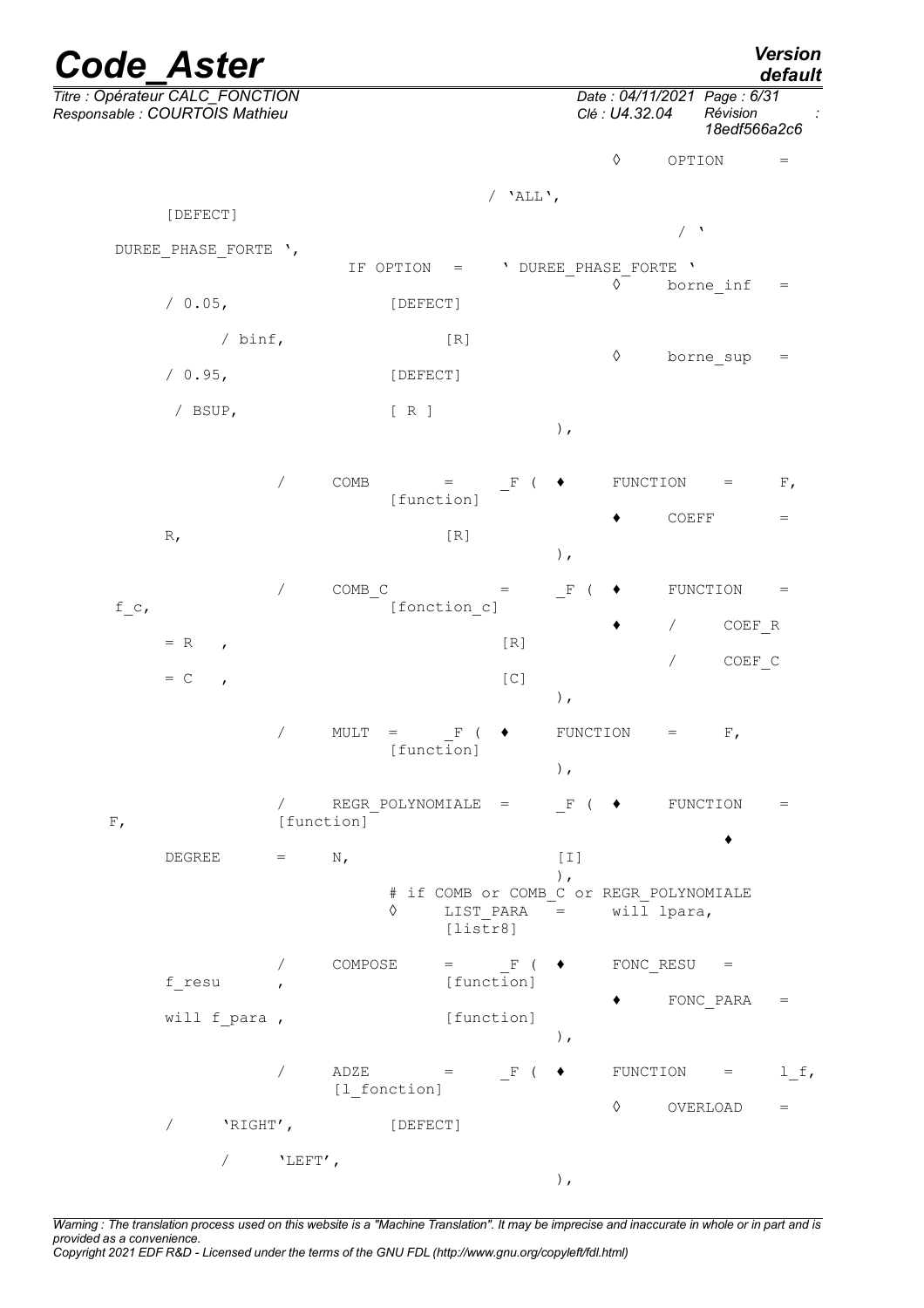```
                                        ◊  OPTION  =
                          / 'ALL',              [DEFECT]
                          / 'DUREE_PHASE_FORTE ',
              IF OPTION  =  ' DUREE_PHASE_FORTE '
                                        ◊  borne_inf  =
                          / 0.05,               [DEFECT]
                          / binf,               [R]
                                        ◊  borne_sup  =
                          / 0.95,               [DEFECT]
                          / BSUP,               [ R ]
                                        ),

   /  COMB      =  _F (  ♦  FUNCTION  =  F,     [function]
                          ♦  COEFF  =  R,       [R]
                                        ),

   /  COMB_C    =  _F (  ♦  FUNCTION  =  f_c,   [fonction_c]
                          ♦  /  COEF_R  = R ,   [R]
                             /  COEF_C  = C ,   [C]
                                        ),

   /  MULT  =  _F (  ♦  FUNCTION  =  F,         [function]
                                        ),

   /  REGR_POLYNOMIALE  =  _F (  ♦  FUNCTION  =  F,   [function]
                                  ♦  DEGREE  =  N,    [I]
                                        ),
              # if COMB or COMB_C or REGR_POLYNOMIALE
              ◊  LIST_PARA  =  will lpara,       [listr8]

   /  COMPOSE   =  _F (  ♦  FONC_RESU  =  f_resu ,      [function]
                          ♦  FONC_PARA  =  will f_para , [function]
                                        ),

   /  ADZE      =  _F (  ♦  FUNCTION  =  l_f,   [l_fonction]
                          ◊  OVERLOAD  =
                          /  'RIGHT',           [DEFECT]
                          /  'LEFT',
                                        ),
```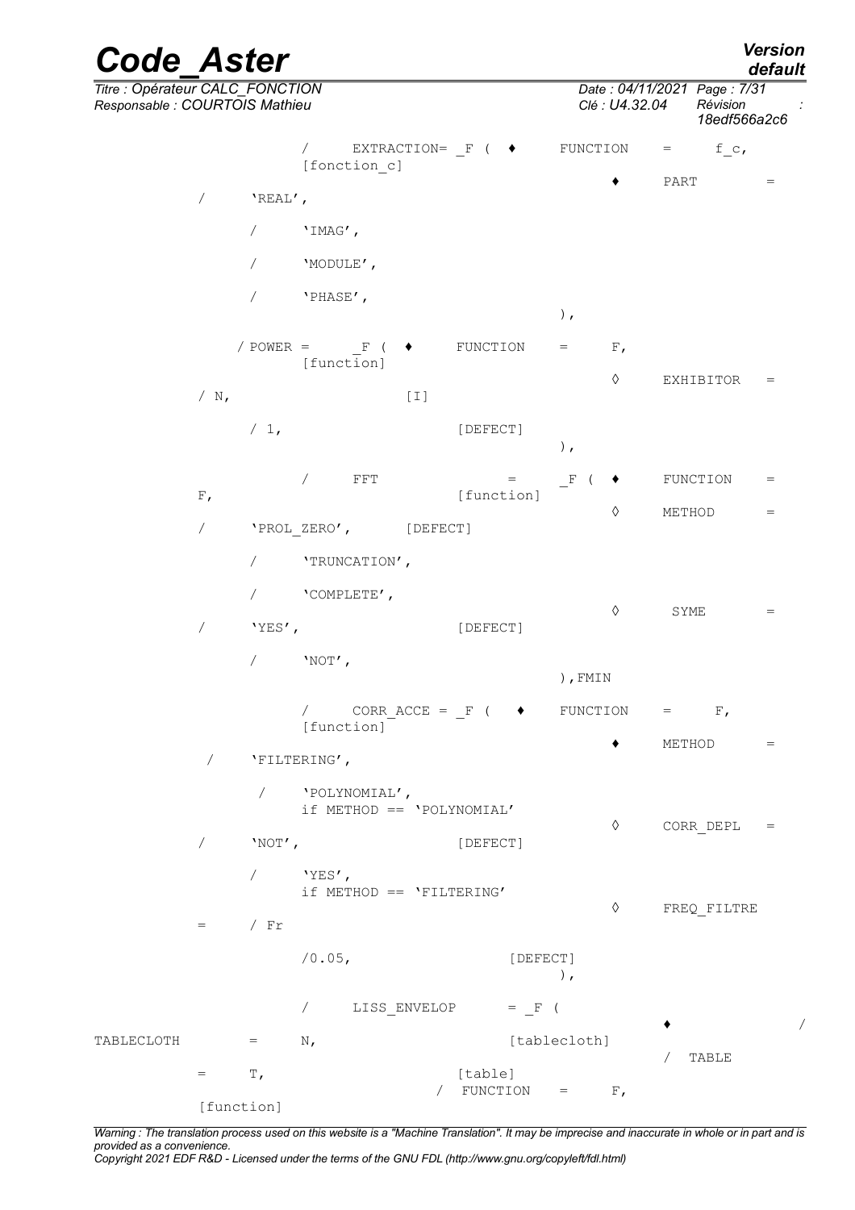```
/ EXTRACTION= _F ( ♦ FUNCTION = f_c, [fonction_c]
                    ♦ PART =
                         / 'REAL',
                         / 'IMAG',
                         / 'MODULE',
                         / 'PHASE',
                 ),

/ POWER = _F ( ♦ FUNCTION = F, [function]
               ◊ EXHIBITOR =
                         / N,          [I]
                         / 1,          [DEFECT]
             ),

/ FFT = _F ( ♦ FUNCTION = F, [function]
             ◊ METHOD =
                         / 'PROL_ZERO',    [DEFECT]
                         / 'TRUNCATION',
                         / 'COMPLETE',
             ◊ SYME =
                         / 'YES',          [DEFECT]
                         / 'NOT',
           ),FMIN

/ CORR_ACCE = _F ( ♦ FUNCTION = F, [function]
                   ♦ METHOD =
                         / 'FILTERING',
                         / 'POLYNOMIAL',
                   if METHOD == 'POLYNOMIAL'
                   ◊ CORR_DEPL =
                         / 'NOT',          [DEFECT]
                         / 'YES',
                   if METHOD == 'FILTERING'
                   ◊ FREQ_FILTRE =
                         / Fr
                         /0.05,            [DEFECT]
                 ),

/ LISS_ENVELOP = _F (
                   ♦ / TABLECLOTH = N,     [tablecloth]
                     / TABLE = T,          [table]
                     / FUNCTION = F,       [function]
```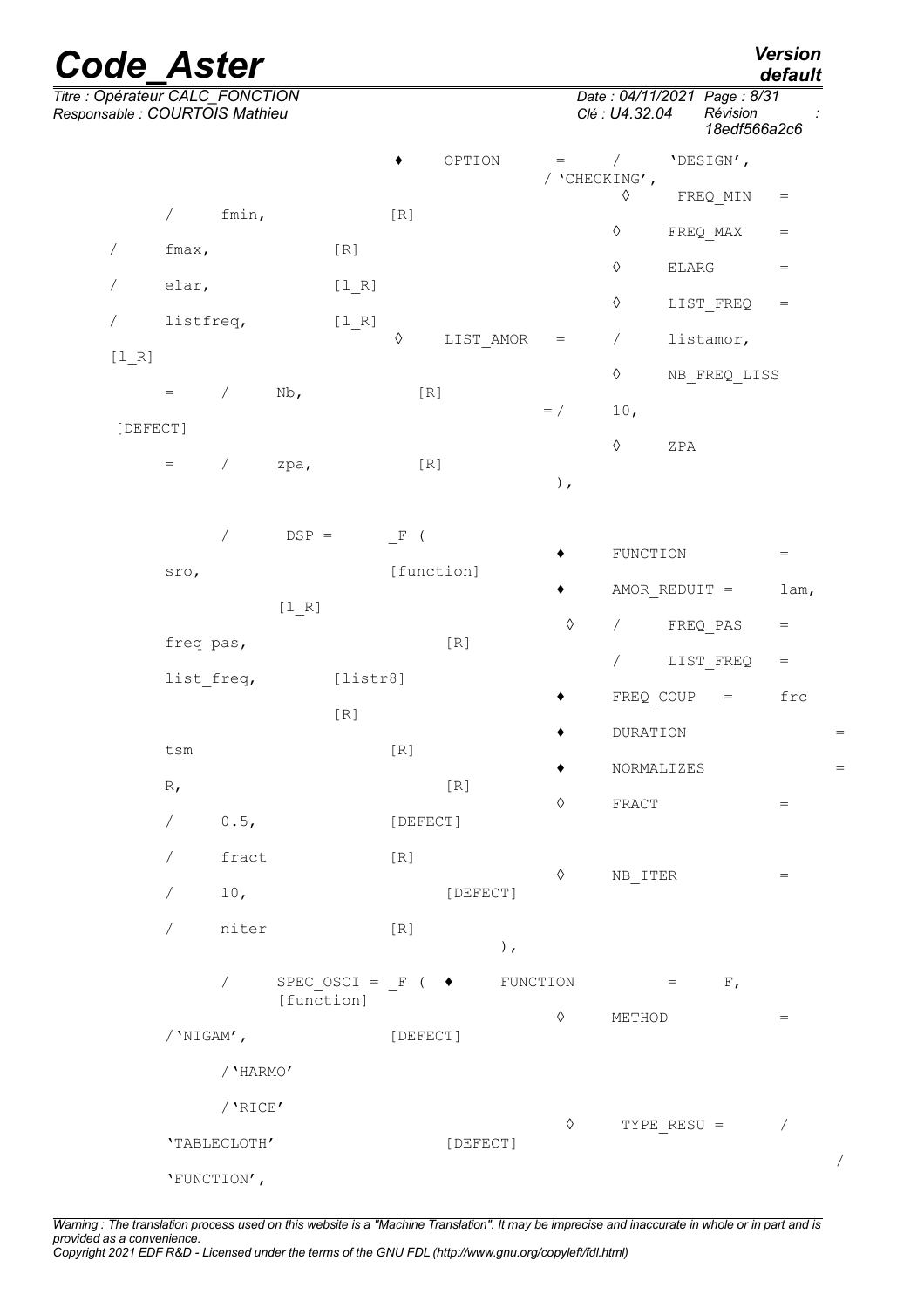```
                    ♦   OPTION     =   /    'DESIGN',
                                   / 'CHECKING',
                                            ◊    FREQ_MIN    =
        /    fmin,             [R]
                                            ◊    FREQ_MAX    =
    /    fmax,             [R]
                                            ◊    ELARG       =
    /    elar,             [l_R]
                                            ◊    LIST_FREQ   =
    /    listfreq,         [l_R]
                    ◊   LIST_AMOR  =   /    listamor,
[l_R]
                                            ◊    NB_FREQ_LISS
        =    /    Nb,              [R]
                                   = /   10,
 [DEFECT]
                                            ◊    ZPA
        =    /    zpa,             [R]
                                   ),


        /    DSP =      _F (
                                        ♦    FUNCTION          =
        sro,                [function]
                                        ♦    AMOR_REDUIT =     lam,
                [l_R]
                                        ◊    /    FREQ_PAS     =
        freq_pas,                [R]
                                             /    LIST_FREQ    =
        list_freq,        [listr8]
                                        ♦    FREQ_COUP   =     frc
                          [R]
                                        ♦    DURATION                =
        tsm                 [R]
                                        ♦    NORMALIZES              =
        R,                       [R]
                                        ◊    FRACT             =
        /    0.5,           [DEFECT]

        /    fract          [R]
                                        ◊    NB_ITER           =
        /    10,                   [DEFECT]

        /    niter          [R]
                                   ),

        /    SPEC_OSCI = _F (  ♦    FUNCTION       =    F,
                  [function]
                                        ◊    METHOD            =
        /'NIGAM',           [DEFECT]

             /'HARMO'

             /'RICE'
                                        ◊    TYPE_RESU =       /
        'TABLECLOTH'               [DEFECT]
                                                                 /
        'FUNCTION',
```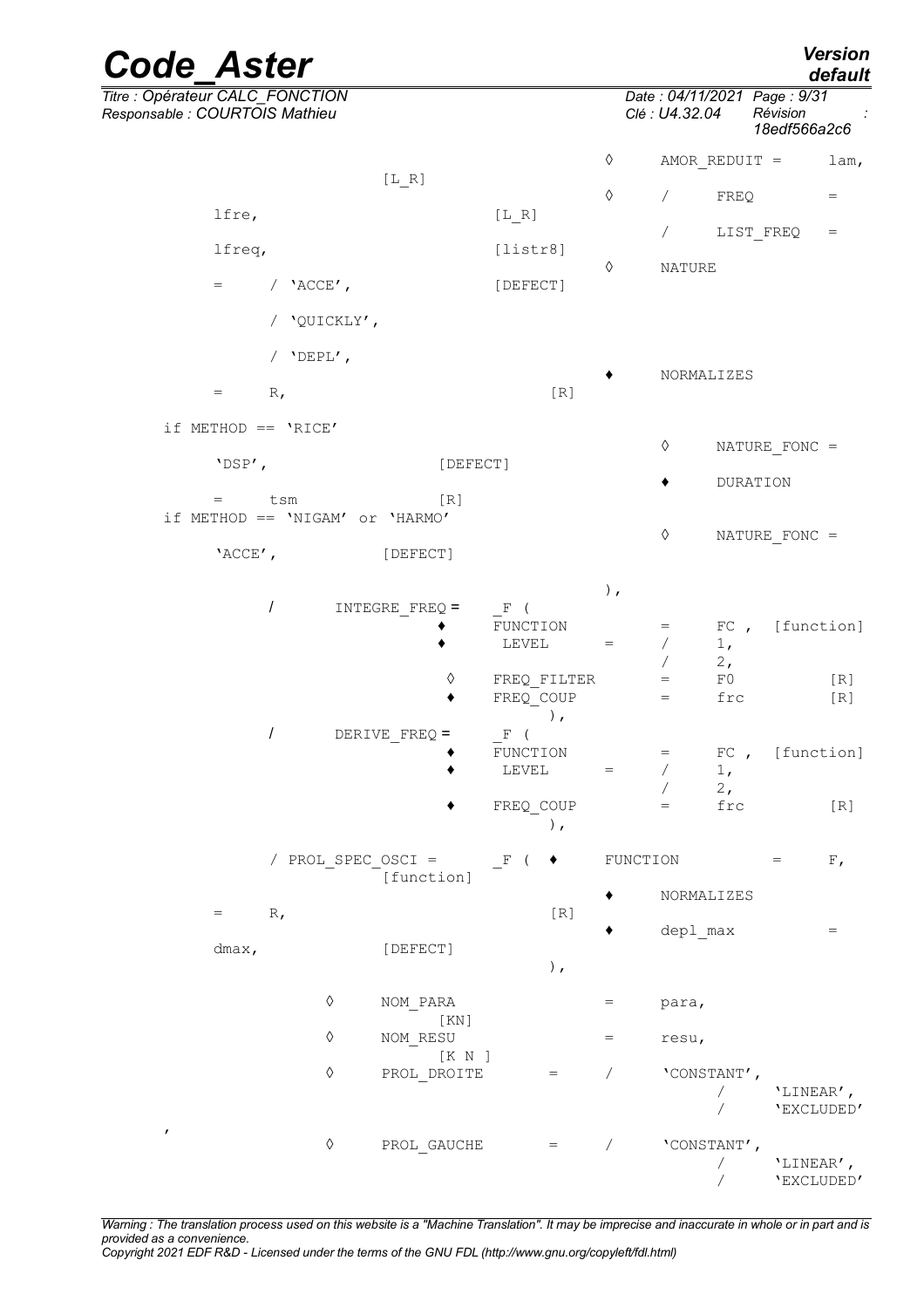```
                                          ◊    AMOR_REDUIT =      lam,
                  [L_R]
                                          ◊    /    FREQ          =
     lfre,                    [L_R]
                                               /    LIST_FREQ     =
     lfreq,                   [listr8]
                                          ◊    NATURE
     =    / 'ACCE',           [DEFECT]

          / 'QUICKLY',

          / 'DEPL',
                                          ♦    NORMALIZES
     =    R,                       [R]

   if METHOD == 'RICE'
                                               ◊    NATURE_FONC =
     'DSP',                [DEFECT]
                                               ♦    DURATION
     =    tsm              [R]
   if METHOD == 'NIGAM' or 'HARMO'
                                               ◊    NATURE_FONC =
     'ACCE',          [DEFECT]

                                          ),
          /      INTEGRE_FREQ =     _F (
                              ♦     FUNCTION          =    FC ,  [function]
                              ♦      LEVEL      =     /    1,
                                                      /    2,
                              ◊     FREQ_FILTER       =    F0          [R]
                              ♦     FREQ_COUP         =    frc         [R]
                                         ),
          /      DERIVE_FREQ =      _F (
                              ♦     FUNCTION          =    FC ,  [function]
                              ♦      LEVEL      =     /    1,
                                                      /    2,
                              ♦     FREQ_COUP         =    frc         [R]
                                         ),

          / PROL_SPEC_OSCI =     _F (  ♦    FUNCTION          =    F,
                       [function]
                                          ♦    NORMALIZES
     =    R,                       [R]
                                          ♦    depl_max            =
     dmax,            [DEFECT]
                                   ),

               ◊      NOM_PARA                =    para,
                           [KN]
               ◊      NOM_RESU                =    resu,
                           [K N ]
               ◊      PROL_DROITE       =     /    'CONSTANT',
                                                        /    'LINEAR',
                                                        /    'EXCLUDED'
   ,
               ◊      PROL_GAUCHE       =     /    'CONSTANT',
                                                        /    'LINEAR',
                                                        /    'EXCLUDED'
```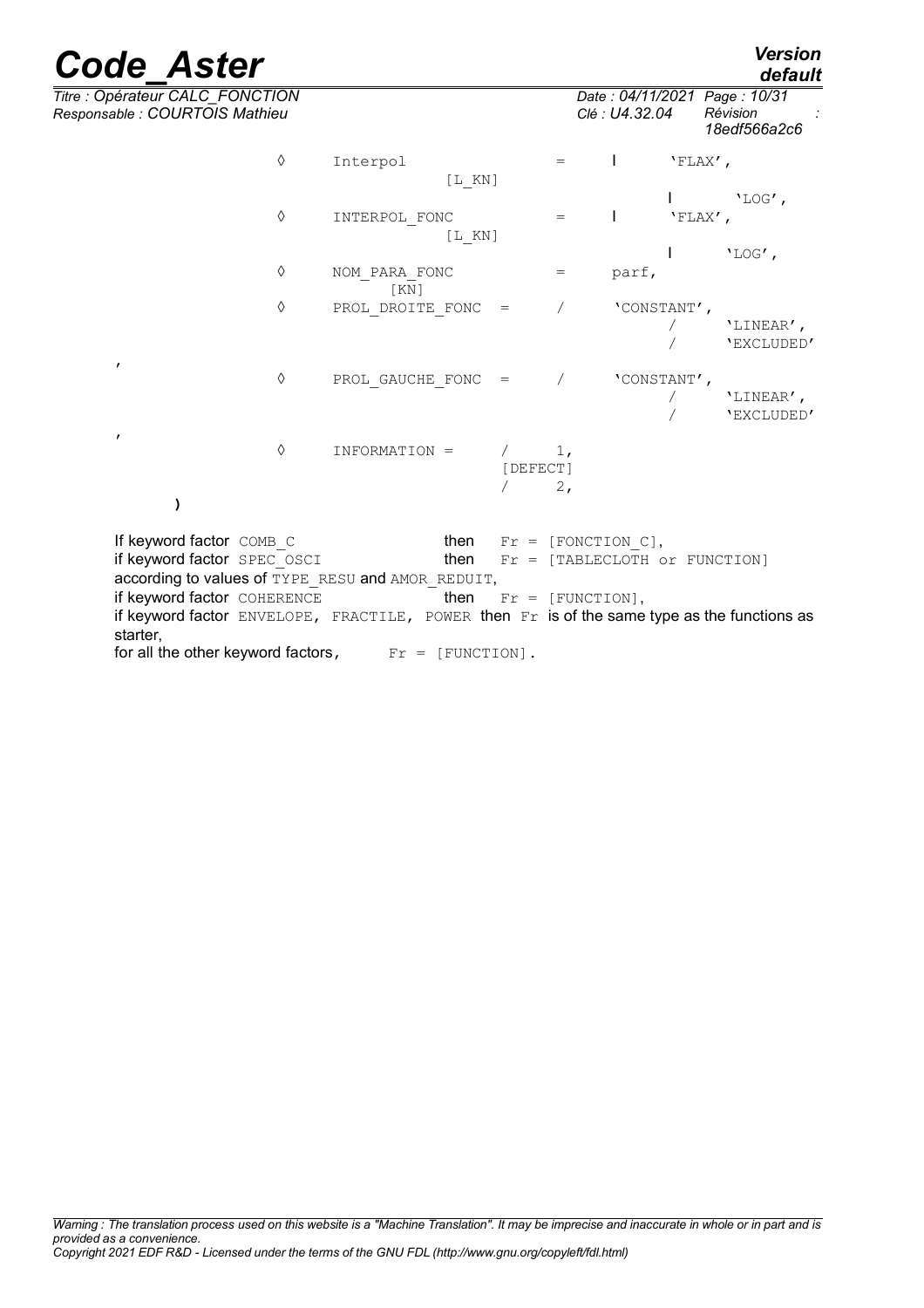```
        ◊   Interpol              =   |   'FLAX',
                      [L_KN]
                                      |   'LOG',
        ◊   INTERPOL_FONC         =   |   'FLAX',
                      [L_KN]
                                      |   'LOG',
        ◊   NOM_PARA_FONC         =   parf,
                [KN]
        ◊   PROL_DROITE_FONC  =   /   'CONSTANT',
                                  /   'LINEAR',
                                  /   'EXCLUDED'
,
        ◊   PROL_GAUCHE_FONC  =   /   'CONSTANT',
                                  /   'LINEAR',
                                  /   'EXCLUDED'
,
        ◊   INFORMATION =     /   1,
                          [DEFECT]
                              /   2,
    )
```

If keyword factor COMB_C then Fr = [FONCTION_C],
if keyword factor SPEC_OSCI then Fr = [TABLECLOTH or FUNCTION] according to values of TYPE_RESU and AMOR_REDUIT,
if keyword factor COHERENCE then Fr = [FUNCTION],
if keyword factor ENVELOPE, FRACTILE, POWER then Fr is of the same type as the functions as starter,
for all the other keyword factors, Fr = [FUNCTION].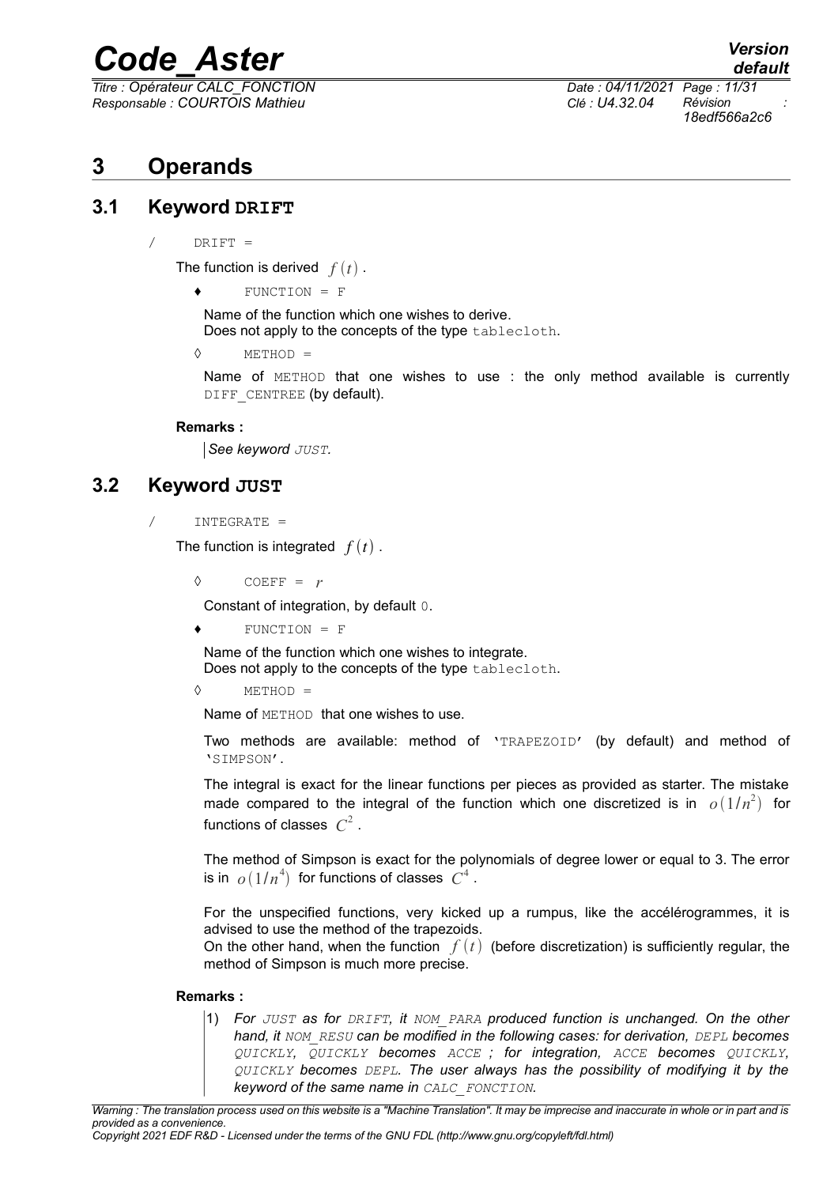# 3 Operands

## 3.1 Keyword DRIFT

/ DRIFT =

The function is derived $f(t)$.

♦ FUNCTION = F

Name of the function which one wishes to derive.
Does not apply to the concepts of the type tablecloth.

◊ METHOD =

Name of METHOD that one wishes to use : the only method available is currently DIFF_CENTREE (by default).

**Remarks :**

*See keyword JUST.*

## 3.2 Keyword JUST

/ INTEGRATE =

The function is integrated $f(t)$.

◊ COEFF = $r$

Constant of integration, by default 0.

♦ FUNCTION = F

Name of the function which one wishes to integrate.
Does not apply to the concepts of the type tablecloth.

◊ METHOD =

Name of METHOD that one wishes to use.

Two methods are available: method of 'TRAPEZOID' (by default) and method of 'SIMPSON'.

The integral is exact for the linear functions per pieces as provided as starter. The mistake made compared to the integral of the function which one discretized is in $o(1/n^2)$ for functions of classes $C^2$.

The method of Simpson is exact for the polynomials of degree lower or equal to 3. The error is in $o(1/n^4)$ for functions of classes $C^4$.

For the unspecified functions, very kicked up a rumpus, like the accélérogrammes, it is advised to use the method of the trapezoids.
On the other hand, when the function $f(t)$ (before discretization) is sufficiently regular, the method of Simpson is much more precise.

**Remarks :**

1) *For JUST as for DRIFT, it NOM_PARA produced function is unchanged. On the other hand, it NOM_RESU can be modified in the following cases: for derivation, DEPL becomes QUICKLY, QUICKLY becomes ACCE ; for integration, ACCE becomes QUICKLY, QUICKLY becomes DEPL. The user always has the possibility of modifying it by the keyword of the same name in CALC_FONCTION.*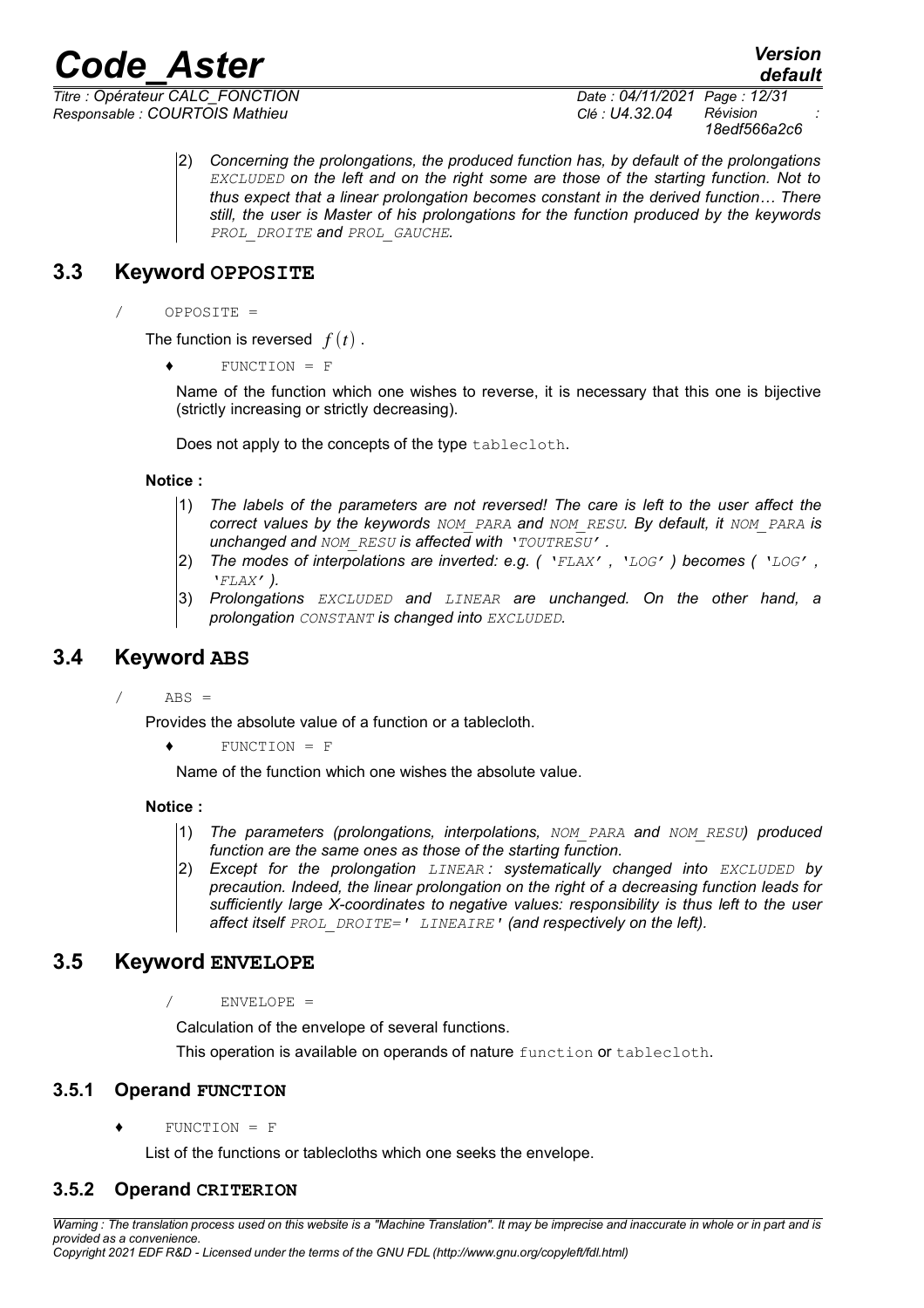2) *Concerning the prolongations, the produced function has, by default of the prolongations EXCLUDED on the left and on the right some are those of the starting function. Not to thus expect that a linear prolongation becomes constant in the derived function… There still, the user is Master of his prolongations for the function produced by the keywords PROL_DROITE and PROL_GAUCHE.*

## 3.3 Keyword OPPOSITE

/ OPPOSITE =

The function is reversed $f(t)$ .

♦ FUNCTION = F

Name of the function which one wishes to reverse, it is necessary that this one is bijective (strictly increasing or strictly decreasing).

Does not apply to the concepts of the type tablecloth.

**Notice :**

1) *The labels of the parameters are not reversed! The care is left to the user affect the correct values by the keywords NOM_PARA and NOM_RESU. By default, it NOM_PARA is unchanged and NOM_RESU is affected with 'TOUTRESU' .*
2) *The modes of interpolations are inverted: e.g. ( 'FLAX' , 'LOG' ) becomes ( 'LOG' , 'FLAX' ).*
3) *Prolongations EXCLUDED and LINEAR are unchanged. On the other hand, a prolongation CONSTANT is changed into EXCLUDED.*

## 3.4 Keyword ABS

/ ABS =

Provides the absolute value of a function or a tablecloth.

♦ FUNCTION = F

Name of the function which one wishes the absolute value.

**Notice :**

1) *The parameters (prolongations, interpolations, NOM_PARA and NOM_RESU) produced function are the same ones as those of the starting function.*
2) *Except for the prolongation LINEAR : systematically changed into EXCLUDED by precaution. Indeed, the linear prolongation on the right of a decreasing function leads for sufficiently large X-coordinates to negative values: responsibility is thus left to the user affect itself PROL_DROITE=' LINEAIRE' (and respectively on the left).*

## 3.5 Keyword ENVELOPE

/ ENVELOPE =

Calculation of the envelope of several functions.

This operation is available on operands of nature function or tablecloth.

### 3.5.1 Operand FUNCTION

♦ FUNCTION = F

List of the functions or tablecloths which one seeks the envelope.

### 3.5.2 Operand CRITERION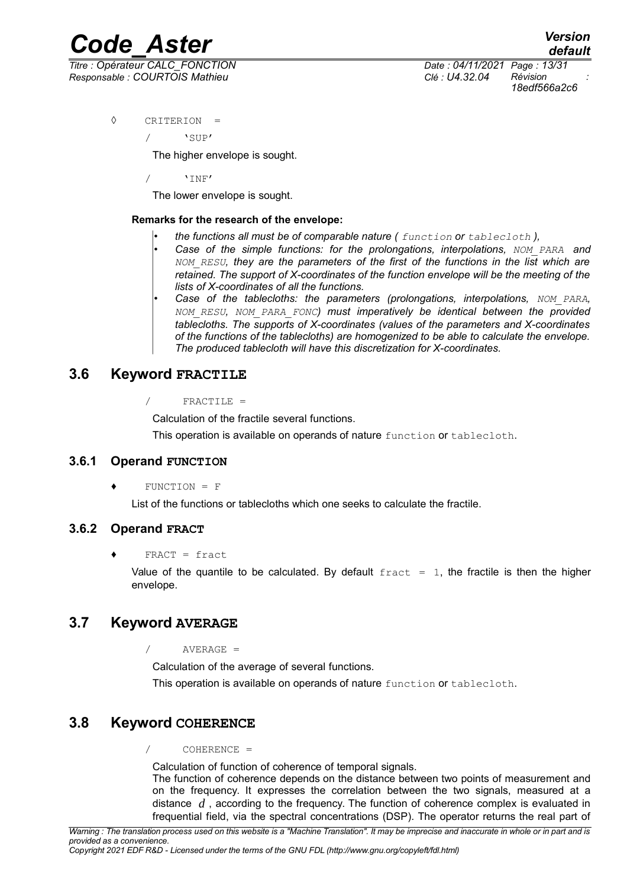◊ CRITERION =

/ 'SUP'

The higher envelope is sought.

/ 'INF'

The lower envelope is sought.

**Remarks for the research of the envelope:**

- *the functions all must be of comparable nature (* `function` *or* `tablecloth` *),*
- *Case of the simple functions: for the prolongations, interpolations,* `NOM_PARA` *and* `NOM_RESU`*, they are the parameters of the first of the functions in the list which are retained. The support of X-coordinates of the function envelope will be the meeting of the lists of X-coordinates of all the functions.*
- *Case of the tablecloths: the parameters (prolongations, interpolations,* `NOM_PARA`*,* `NOM_RESU`*,* `NOM_PARA_FONC`*) must imperatively be identical between the provided tablecloths. The supports of X-coordinates (values of the parameters and X-coordinates of the functions of the tablecloths) are homogenized to be able to calculate the envelope. The produced tablecloth will have this discretization for X-coordinates.*

## 3.6 Keyword FRACTILE

/ FRACTILE =

Calculation of the fractile several functions.

This operation is available on operands of nature `function` or `tablecloth`.

### 3.6.1 Operand FUNCTION

♦ FUNCTION = F

List of the functions or tablecloths which one seeks to calculate the fractile.

### 3.6.2 Operand FRACT

♦ FRACT = fract

Value of the quantile to be calculated. By default `fract = 1`, the fractile is then the higher envelope.

## 3.7 Keyword AVERAGE

/ AVERAGE =

Calculation of the average of several functions.

This operation is available on operands of nature `function` or `tablecloth`.

## 3.8 Keyword COHERENCE

/ COHERENCE =

Calculation of function of coherence of temporal signals.

The function of coherence depends on the distance between two points of measurement and on the frequency. It expresses the correlation between the two signals, measured at a distance $d$, according to the frequency. The function of coherence complex is evaluated in frequential field, via the spectral concentrations (DSP). The operator returns the real part of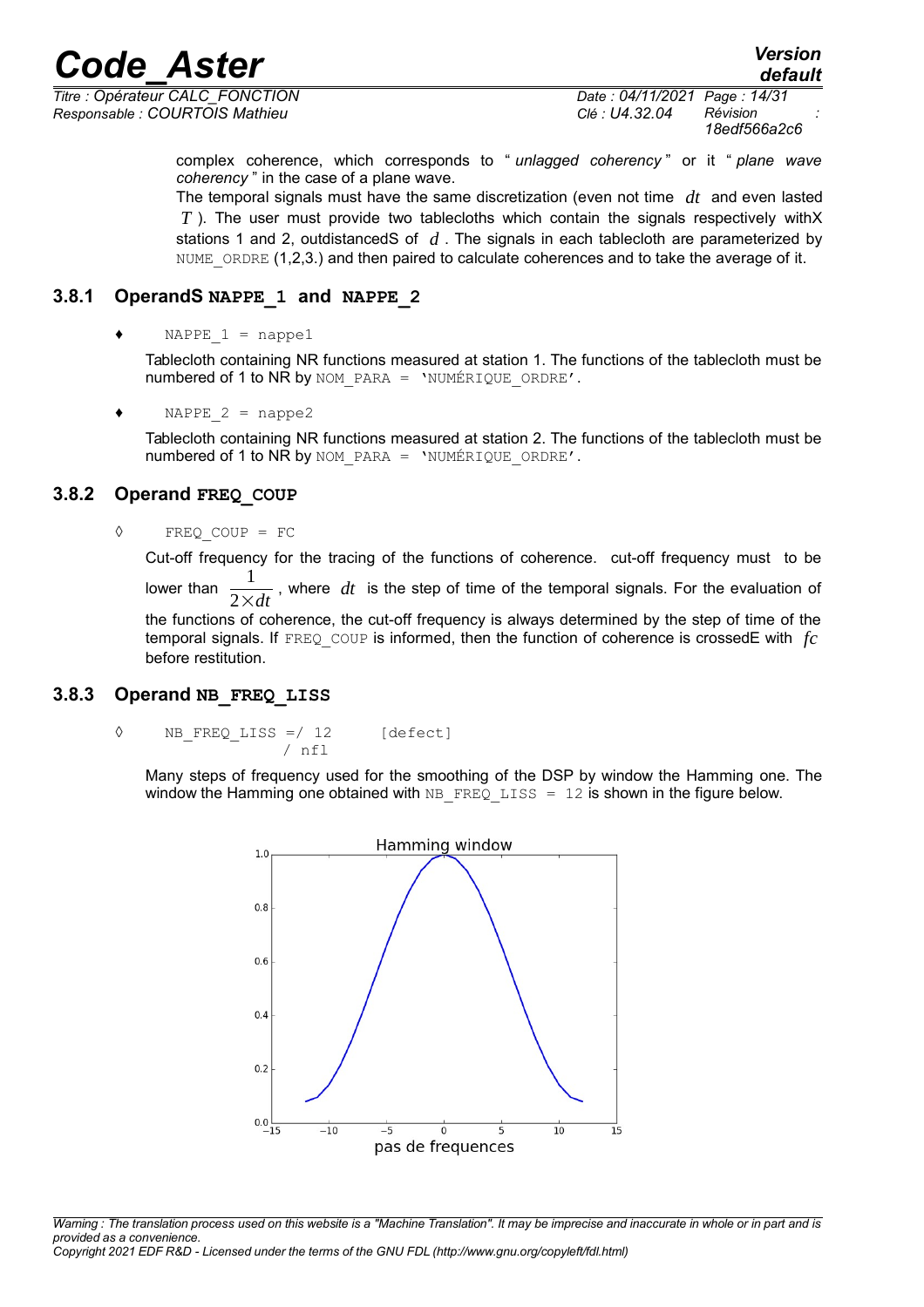complex coherence, which corresponds to " *unlagged coherency* " or it " *plane wave coherency* " in the case of a plane wave.

The temporal signals must have the same discretization (even not time $dt$ and even lasted $T$ ). The user must provide two tablecloths which contain the signals respectively withX stations 1 and 2, outdistancedS of $d$ . The signals in each tablecloth are parameterized by NUME_ORDRE (1,2,3.) and then paired to calculate coherences and to take the average of it.

### 3.8.1 OperandS NAPPE_1 and NAPPE_2

♦ NAPPE_1 = nappe1

Tablecloth containing NR functions measured at station 1. The functions of the tablecloth must be numbered of 1 to NR by NOM_PARA = 'NUMÉRIQUE_ORDRE'.

♦ NAPPE_2 = nappe2

Tablecloth containing NR functions measured at station 2. The functions of the tablecloth must be numbered of 1 to NR by NOM_PARA = 'NUMÉRIQUE_ORDRE'.

### 3.8.2 Operand FREQ_COUP

◊ FREQ_COUP = FC

Cut-off frequency for the tracing of the functions of coherence. cut-off frequency must to be lower than $\frac{1}{2 \times dt}$ , where $dt$ is the step of time of the temporal signals. For the evaluation of the functions of coherence, the cut-off frequency is always determined by the step of time of the temporal signals. If FREQ_COUP is informed, then the function of coherence is crossedE with $fc$ before restitution.

### 3.8.3 Operand NB_FREQ_LISS

```
◊ NB_FREQ_LISS =/ 12      [defect]
               / nfl
```

Many steps of frequency used for the smoothing of the DSP by window the Hamming one. The window the Hamming one obtained with NB_FREQ_LISS = 12 is shown in the figure below.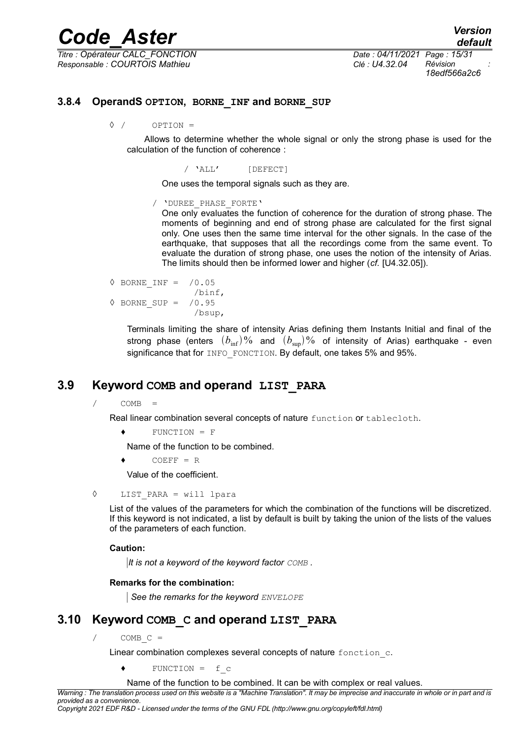### 3.8.4 OperandS `OPTION`, `BORNE_INF` and `BORNE_SUP`

◊ / OPTION =

Allows to determine whether the whole signal or only the strong phase is used for the calculation of the function of coherence :

/ 'ALL' [DEFECT]

One uses the temporal signals such as they are.

/ 'DUREE_PHASE_FORTE'

One only evaluates the function of coherence for the duration of strong phase. The moments of beginning and end of strong phase are calculated for the first signal only. One uses then the same time interval for the other signals. In the case of the earthquake, that supposes that all the recordings come from the same event. To evaluate the duration of strong phase, one uses the notion of the intensity of Arias. The limits should then be informed lower and higher (*cf.* [U4.32.05]).

```
◊ BORNE_INF =  /0.05
               /binf,
◊ BORNE_SUP =  /0.95
               /bsup,
```

Terminals limiting the share of intensity Arias defining them Instants Initial and final of the strong phase (enters $(b_{\inf})\%$ and $(b_{\sup})\%$ of intensity of Arias) earthquake - even significance that for `INFO_FONCTION`. By default, one takes 5% and 95%.

## 3.9 Keyword `COMB` and operand `LIST_PARA`

/ COMB =

Real linear combination several concepts of nature `function` or `tablecloth`.

♦ FUNCTION = F

Name of the function to be combined.

♦ COEFF = R

Value of the coefficient.

◊ LIST_PARA = will lpara

List of the values of the parameters for which the combination of the functions will be discretized. If this keyword is not indicated, a list by default is built by taking the union of the lists of the values of the parameters of each function.

**Caution:**

*It is not a keyword of the keyword factor `COMB` .*

**Remarks for the combination:**

*See the remarks for the keyword `ENVELOPE`*

## 3.10 Keyword `COMB_C` and operand `LIST_PARA`

/ COMB_C =

Linear combination complexes several concepts of nature `fonction_c`.

♦ FUNCTION = f_c

Name of the function to be combined. It can be with complex or real values.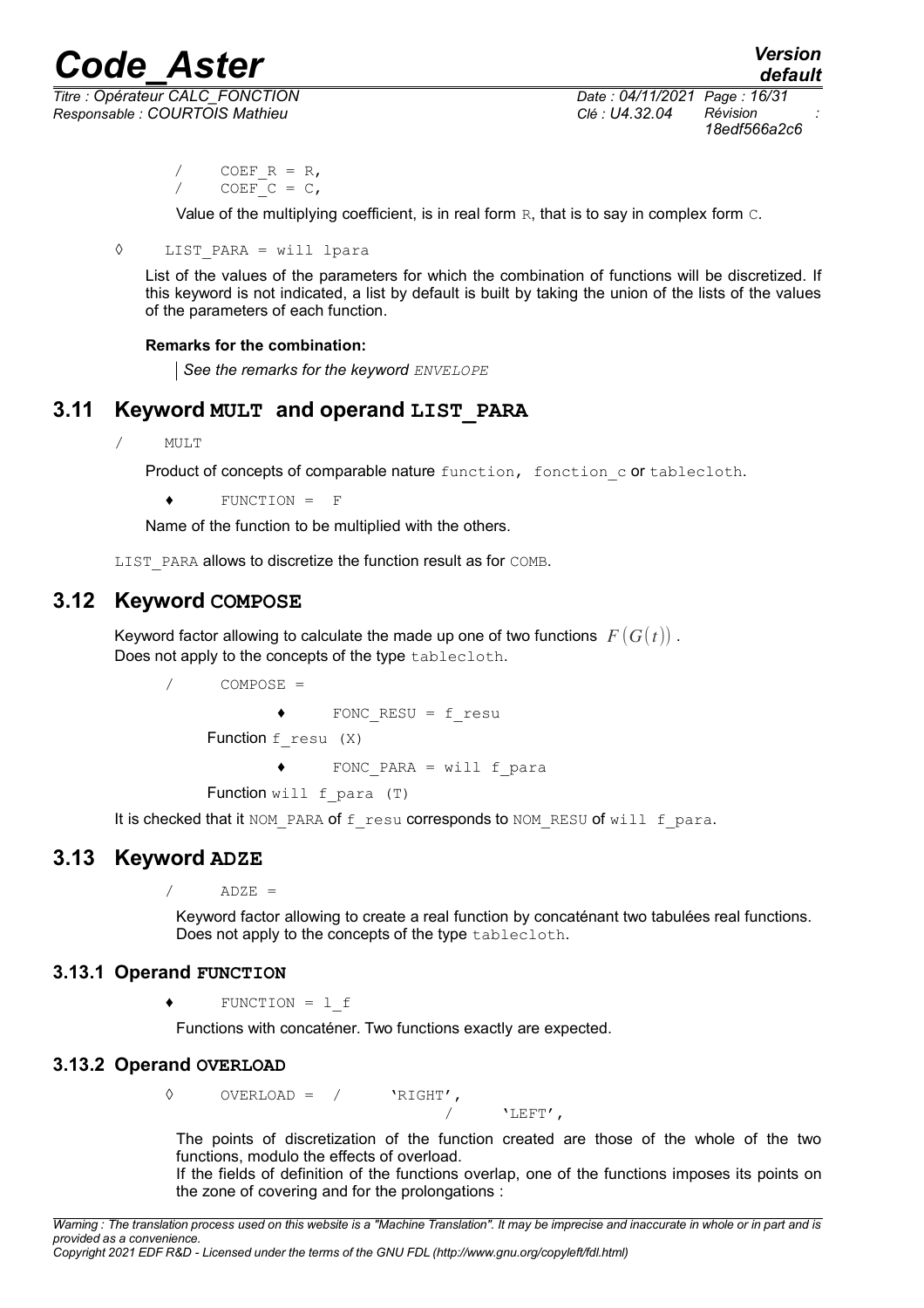/ COEF_R = R,
/ COEF_C = C,

Value of the multiplying coefficient, is in real form R, that is to say in complex form C.

◊ LIST_PARA = will lpara

List of the values of the parameters for which the combination of functions will be discretized. If this keyword is not indicated, a list by default is built by taking the union of the lists of the values of the parameters of each function.

**Remarks for the combination:**

*See the remarks for the keyword ENVELOPE*

## 3.11 Keyword MULT and operand LIST_PARA

/ MULT

Product of concepts of comparable nature function, fonction_c or tablecloth.

♦ FUNCTION = F

Name of the function to be multiplied with the others.

LIST_PARA allows to discretize the function result as for COMB.

## 3.12 Keyword COMPOSE

Keyword factor allowing to calculate the made up one of two functions $F(G(t))$.
Does not apply to the concepts of the type tablecloth.

/ COMPOSE =

♦ FONC_RESU = f_resu

Function f_resu (X)

♦ FONC_PARA = will f_para

Function will f_para (T)

It is checked that it NOM_PARA of f_resu corresponds to NOM_RESU of will f_para.

## 3.13 Keyword ADZE

/ ADZE =

Keyword factor allowing to create a real function by concaténant two tabulées real functions. Does not apply to the concepts of the type tablecloth.

### 3.13.1 Operand FUNCTION

♦ FUNCTION = l_f

Functions with concaténer. Two functions exactly are expected.

### 3.13.2 Operand OVERLOAD

◊ OVERLOAD = / 'RIGHT',
/ 'LEFT',

The points of discretization of the function created are those of the whole of the two functions, modulo the effects of overload.
If the fields of definition of the functions overlap, one of the functions imposes its points on the zone of covering and for the prolongations :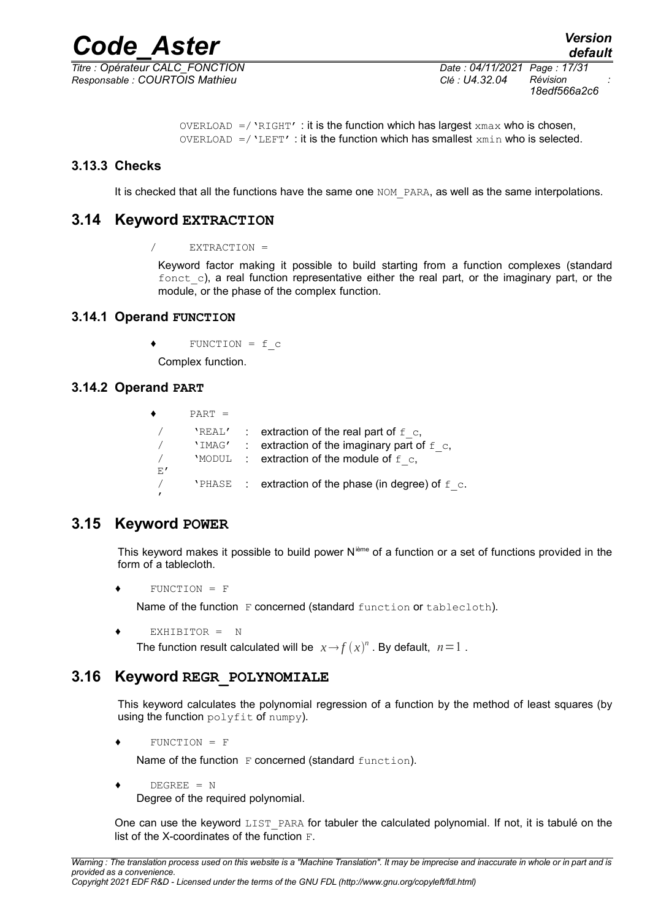OVERLOAD =/'RIGHT' : it is the function which has largest xmax who is chosen,
OVERLOAD =/'LEFT' : it is the function which has smallest xmin who is selected.

### 3.13.3 Checks

It is checked that all the functions have the same one NOM_PARA, as well as the same interpolations.

## 3.14 Keyword EXTRACTION

/ EXTRACTION =

Keyword factor making it possible to build starting from a function complexes (standard fonct_c), a real function representative either the real part, or the imaginary part, or the module, or the phase of the complex function.

### 3.14.1 Operand FUNCTION

♦ FUNCTION = f_c

Complex function.

### 3.14.2 Operand PART

♦ PART =

| | | | |
|---|---|---|---|
| / | 'REAL' | : | extraction of the real part of f_c, |
| / | 'IMAG' | : | extraction of the imaginary part of f_c, |
| / | 'MODULE' | : | extraction of the module of f_c, |
| / | 'PHASE' | : | extraction of the phase (in degree) of f_c. |

## 3.15 Keyword POWER

This keyword makes it possible to build power N[ième] of a function or a set of functions provided in the form of a tablecloth.

♦ FUNCTION = F

Name of the function F concerned (standard function or tablecloth).

♦ EXHIBITOR = N

The function result calculated will be $x \rightarrow f(x)^n$ . By default, $n=1$ .

## 3.16 Keyword REGR_POLYNOMIALE

This keyword calculates the polynomial regression of a function by the method of least squares (by using the function polyfit of numpy).

♦ FUNCTION = F

Name of the function F concerned (standard function).

♦ DEGREE = N

Degree of the required polynomial.

One can use the keyword LIST_PARA for tabuler the calculated polynomial. If not, it is tabulé on the list of the X-coordinates of the function F.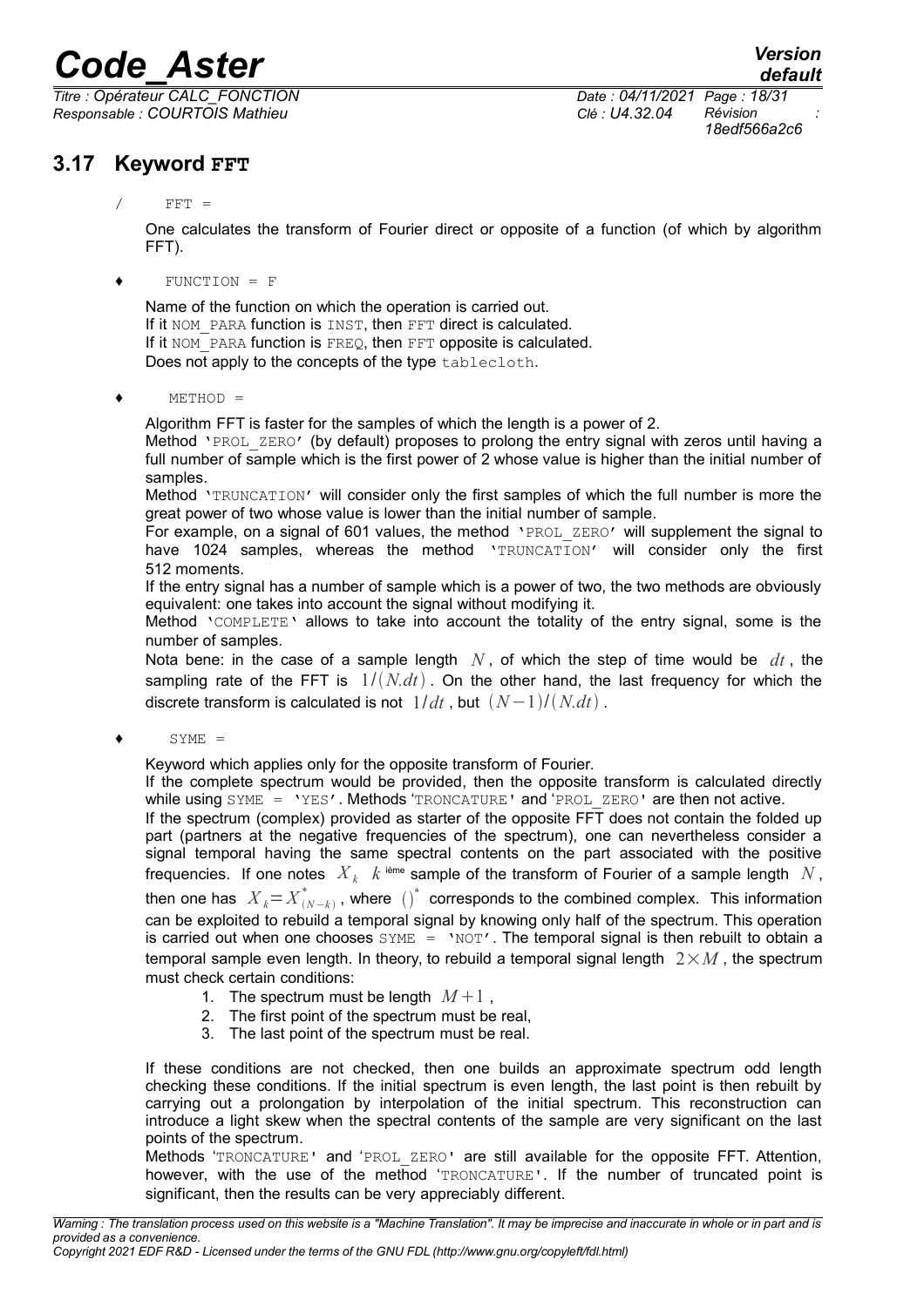## 3.17 Keyword FFT

/ FFT =

One calculates the transform of Fourier direct or opposite of a function (of which by algorithm FFT).

♦ FUNCTION = F

Name of the function on which the operation is carried out.
If it NOM_PARA function is INST, then FFT direct is calculated.
If it NOM_PARA function is FREQ, then FFT opposite is calculated.
Does not apply to the concepts of the type tablecloth.

♦ METHOD =

Algorithm FFT is faster for the samples of which the length is a power of 2.
Method 'PROL_ZERO' (by default) proposes to prolong the entry signal with zeros until having a full number of sample which is the first power of 2 whose value is higher than the initial number of samples.
Method 'TRUNCATION' will consider only the first samples of which the full number is more the great power of two whose value is lower than the initial number of sample.
For example, on a signal of 601 values, the method 'PROL_ZERO' will supplement the signal to have 1024 samples, whereas the method 'TRUNCATION' will consider only the first 512 moments.
If the entry signal has a number of sample which is a power of two, the two methods are obviously equivalent: one takes into account the signal without modifying it.
Method 'COMPLETE' allows to take into account the totality of the entry signal, some is the number of samples.
Nota bene: in the case of a sample length $N$, of which the step of time would be $dt$, the sampling rate of the FFT is $1/(N.dt)$. On the other hand, the last frequency for which the discrete transform is calculated is not $1/dt$, but $(N-1)/(N.dt)$.

♦ SYME =

Keyword which applies only for the opposite transform of Fourier.
If the complete spectrum would be provided, then the opposite transform is calculated directly while using SYME = 'YES'. Methods 'TRONCATURE' and 'PROL_ZERO' are then not active.
If the spectrum (complex) provided as starter of the opposite FFT does not contain the folded up part (partners at the negative frequencies of the spectrum), one can nevertheless consider a signal temporal having the same spectral contents on the part associated with the positive frequencies. If one notes $X_k$ $k$ ième sample of the transform of Fourier of a sample length $N$, then one has $X_k = X^*_{(N-k)}$, where $()^*$ corresponds to the combined complex. This information can be exploited to rebuild a temporal signal by knowing only half of the spectrum. This operation is carried out when one chooses SYME = 'NOT'. The temporal signal is then rebuilt to obtain a temporal sample even length. In theory, to rebuild a temporal signal length $2 \times M$, the spectrum must check certain conditions:

1. The spectrum must be length $M+1$,
2. The first point of the spectrum must be real,
3. The last point of the spectrum must be real.

If these conditions are not checked, then one builds an approximate spectrum odd length checking these conditions. If the initial spectrum is even length, the last point is then rebuilt by carrying out a prolongation by interpolation of the initial spectrum. This reconstruction can introduce a light skew when the spectral contents of the sample are very significant on the last points of the spectrum.
Methods 'TRONCATURE' and 'PROL_ZERO' are still available for the opposite FFT. Attention, however, with the use of the method 'TRONCATURE'. If the number of truncated point is significant, then the results can be very appreciably different.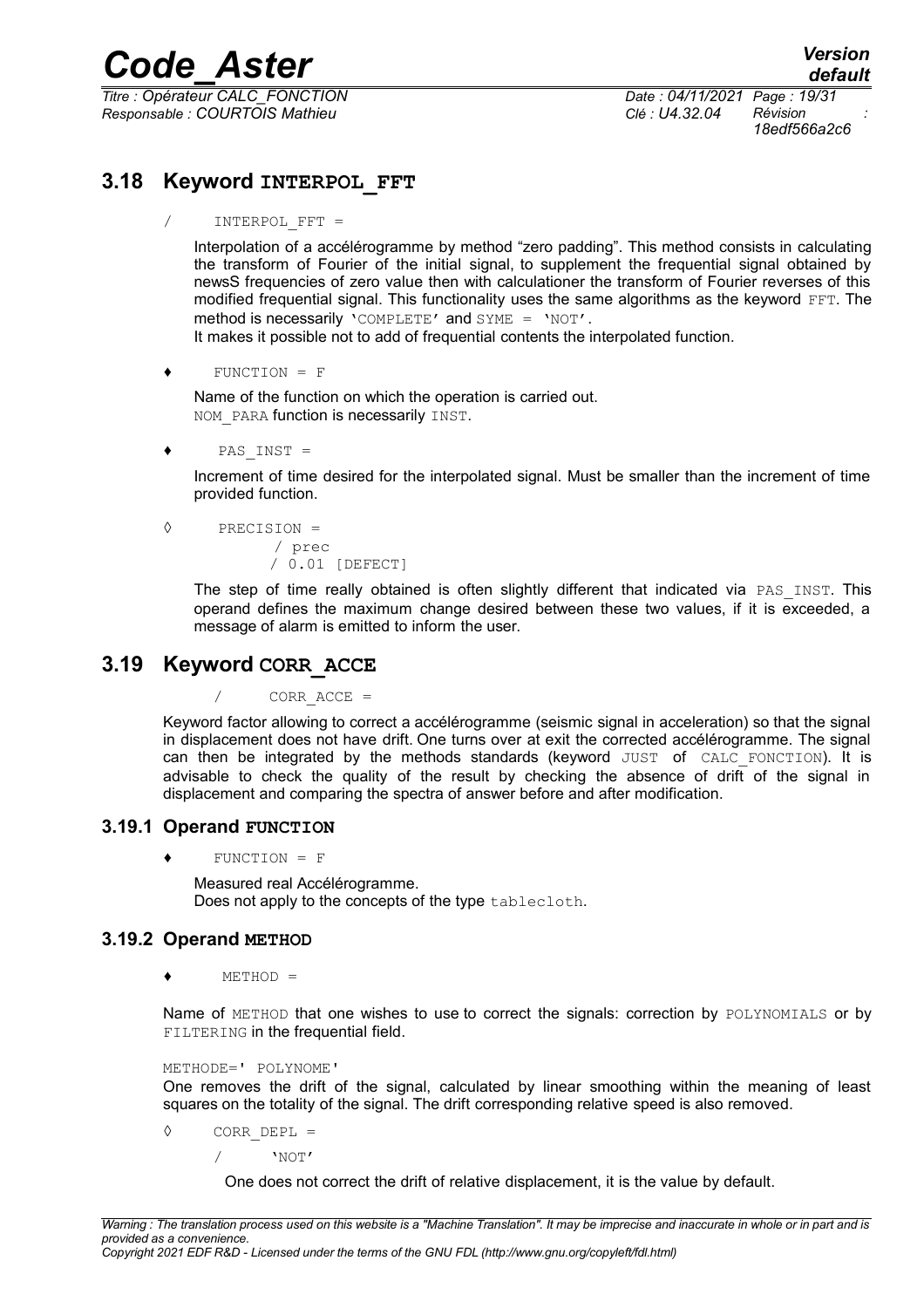## 3.18 Keyword INTERPOL_FFT

/ INTERPOL_FFT =

Interpolation of a accélérogramme by method "zero padding". This method consists in calculating the transform of Fourier of the initial signal, to supplement the frequential signal obtained by newsS frequencies of zero value then with calculationer the transform of Fourier reverses of this modified frequential signal. This functionality uses the same algorithms as the keyword FFT. The method is necessarily 'COMPLETE' and SYME = 'NOT'.

It makes it possible not to add of frequential contents the interpolated function.

♦ FUNCTION = F

Name of the function on which the operation is carried out.
NOM_PARA function is necessarily INST.

♦ PAS_INST =

Increment of time desired for the interpolated signal. Must be smaller than the increment of time provided function.

◊ PRECISION =
/ prec
/ 0.01 [DEFECT]

The step of time really obtained is often slightly different that indicated via PAS_INST. This operand defines the maximum change desired between these two values, if it is exceeded, a message of alarm is emitted to inform the user.

## 3.19 Keyword CORR_ACCE

/ CORR_ACCE =

Keyword factor allowing to correct a accélérogramme (seismic signal in acceleration) so that the signal in displacement does not have drift. One turns over at exit the corrected accélérogramme. The signal can then be integrated by the methods standards (keyword JUST of CALC_FONCTION). It is advisable to check the quality of the result by checking the absence of drift of the signal in displacement and comparing the spectra of answer before and after modification.

### 3.19.1 Operand FUNCTION

♦ FUNCTION = F

Measured real Accélérogramme.
Does not apply to the concepts of the type tablecloth.

### 3.19.2 Operand METHOD

♦ METHOD =

Name of METHOD that one wishes to use to correct the signals: correction by POLYNOMIALS or by FILTERING in the frequential field.

METHODE=' POLYNOME'
One removes the drift of the signal, calculated by linear smoothing within the meaning of least squares on the totality of the signal. The drift corresponding relative speed is also removed.

◊ CORR_DEPL =

/ 'NOT'

One does not correct the drift of relative displacement, it is the value by default.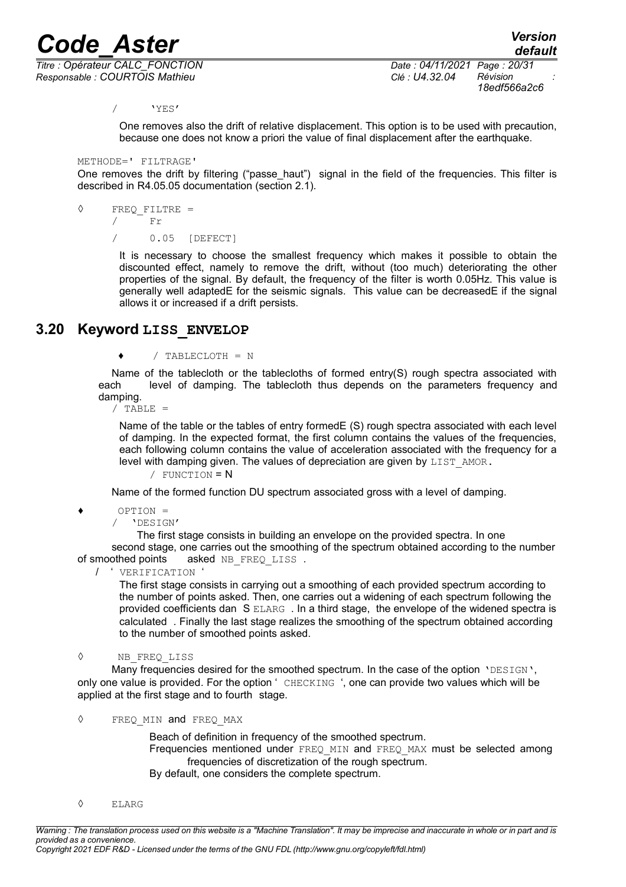/ 'YES'

One removes also the drift of relative displacement. This option is to be used with precaution, because one does not know a priori the value of final displacement after the earthquake.

METHODE=' FILTRAGE'

One removes the drift by filtering ("passe_haut") signal in the field of the frequencies. This filter is described in R4.05.05 documentation (section 2.1).

◊ FREQ_FILTRE =
/ Fr
/ 0.05 [DEFECT]

It is necessary to choose the smallest frequency which makes it possible to obtain the discounted effect, namely to remove the drift, without (too much) deteriorating the other properties of the signal. By default, the frequency of the filter is worth 0.05Hz. This value is generally well adaptedE for the seismic signals. This value can be decreasedE if the signal allows it or increased if a drift persists.

## 3.20 Keyword LISS_ENVELOP

♦ / TABLECLOTH = N

Name of the tablecloth or the tablecloths of formed entry(S) rough spectra associated with each level of damping. The tablecloth thus depends on the parameters frequency and damping.

/ TABLE =

Name of the table or the tables of entry formedE (S) rough spectra associated with each level of damping. In the expected format, the first column contains the values of the frequencies, each following column contains the value of acceleration associated with the frequency for a level with damping given. The values of depreciation are given by LIST_AMOR.

/ FUNCTION = N

Name of the formed function DU spectrum associated gross with a level of damping.

♦ OPTION =
/ 'DESIGN'

The first stage consists in building an envelope on the provided spectra. In one second stage, one carries out the smoothing of the spectrum obtained according to the number of smoothed points asked NB_FREQ_LISS .

/ ' VERIFICATION '

The first stage consists in carrying out a smoothing of each provided spectrum according to the number of points asked. Then, one carries out a widening of each spectrum following the provided coefficients dan S ELARG . In a third stage, the envelope of the widened spectra is calculated . Finally the last stage realizes the smoothing of the spectrum obtained according to the number of smoothed points asked.

◊ NB_FREQ_LISS

Many frequencies desired for the smoothed spectrum. In the case of the option 'DESIGN', only one value is provided. For the option ' CHECKING ', one can provide two values which will be applied at the first stage and to fourth stage.

◊ FREQ_MIN and FREQ_MAX

Beach of definition in frequency of the smoothed spectrum.
Frequencies mentioned under FREQ_MIN and FREQ_MAX must be selected among frequencies of discretization of the rough spectrum.
By default, one considers the complete spectrum.

◊ ELARG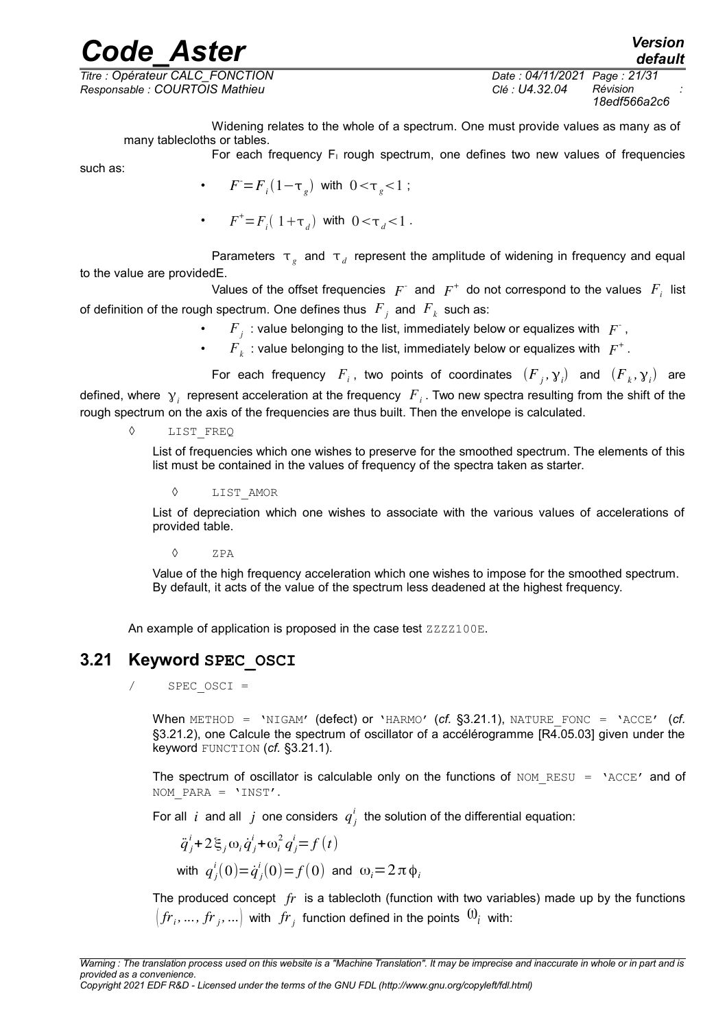Widening relates to the whole of a spectrum. One must provide values as many as of many tablecloths or tables.

For each frequency $F_i$ rough spectrum, one defines two new values of frequencies such as:

- $F^- = F_i(1-\tau_g)$ with $0<\tau_g<1$ ;
- $F^+ = F_i(1+\tau_d)$ with $0<\tau_d<1$ .

Parameters $\tau_g$ and $\tau_d$ represent the amplitude of widening in frequency and equal to the value are providedE.

Values of the offset frequencies $F^-$ and $F^+$ do not correspond to the values $F_i$ list of definition of the rough spectrum. One defines thus $F_j$ and $F_k$ such as:

- $F_j$ : value belonging to the list, immediately below or equalizes with $F^-$ ,
- $F_k$ : value belonging to the list, immediately below or equalizes with $F^+$ .

For each frequency $F_i$, two points of coordinates $(F_j, \gamma_i)$ and $(F_k, \gamma_i)$ are defined, where $\gamma_i$ represent acceleration at the frequency $F_i$. Two new spectra resulting from the shift of the rough spectrum on the axis of the frequencies are thus built. Then the envelope is calculated.

◊ LIST_FREQ

List of frequencies which one wishes to preserve for the smoothed spectrum. The elements of this list must be contained in the values of frequency of the spectra taken as starter.

◊ LIST_AMOR

List of depreciation which one wishes to associate with the various values of accelerations of provided table.

◊ ZPA

Value of the high frequency acceleration which one wishes to impose for the smoothed spectrum. By default, it acts of the value of the spectrum less deadened at the highest frequency.

An example of application is proposed in the case test ZZZZ100E.

## 3.21 Keyword SPEC_OSCI

/ SPEC_OSCI =

When METHOD = 'NIGAM' (defect) or 'HARMO' (*cf.* §3.21.1), NATURE_FONC = 'ACCE' (*cf.* §3.21.2), one Calculate the spectrum of oscillator of a accélérogramme [R4.05.03] given under the keyword FUNCTION (*cf.* §3.21.1).

The spectrum of oscillator is calculable only on the functions of NOM_RESU = 'ACCE' and of NOM_PARA = 'INST'.

For all $i$ and all $j$ one considers $q_j^i$ the solution of the differential equation:

$$\ddot{q}_j^i + 2\xi_j \omega_i \dot{q}_j^i + \omega_i^2 q_j^i = f(t)$$

with $q_j^i(0) = \dot{q}_j^i(0) = f(0)$ and $\omega_i = 2\pi\phi_i$

The produced concept $fr$ is a tablecloth (function with two variables) made up by the functions $(fr_i, \ldots, fr_j, \ldots)$ with $fr_j$ function defined in the points $\omega_i$ with: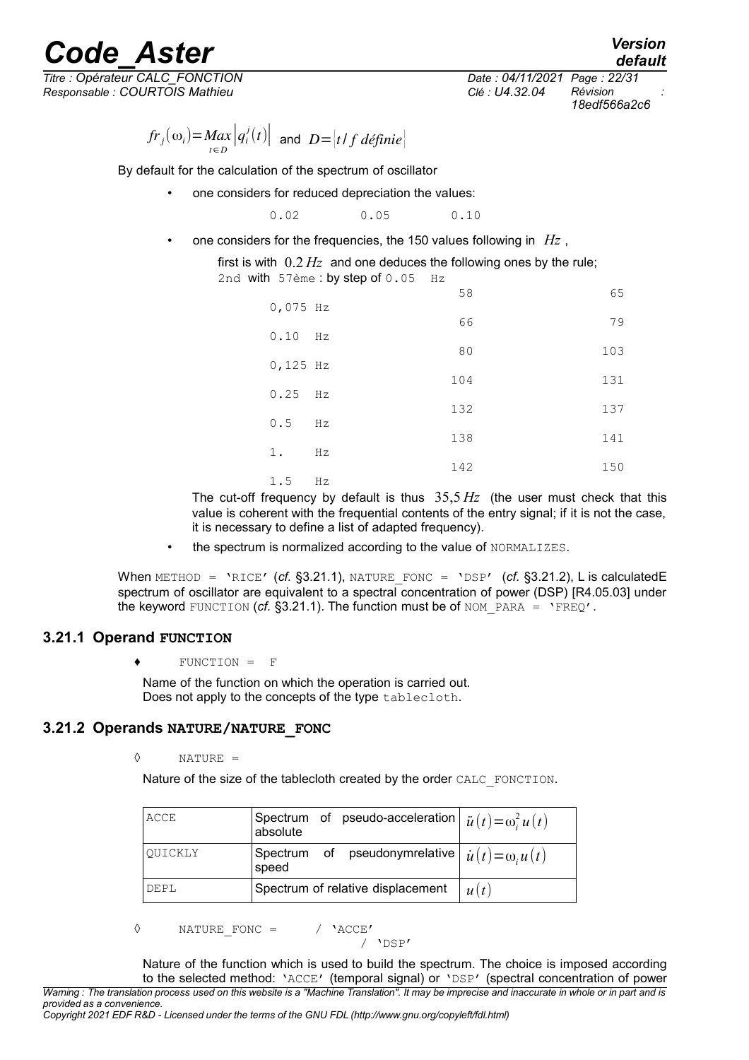$$fr_j(\omega_i) = \underset{t \in D}{Max} \left| q_i^j(t) \right| \text{ and } D = \{t / f \text{ définie}\}$$

By default for the calculation of the spectrum of oscillator

- one considers for reduced depreciation the values:

  0.02 0.05 0.10

- one considers for the frequencies, the 150 values following in $Hz$ ,

  first is with $0.2\,Hz$ and one deduces the following ones by the rule;

| | | | |
|---|---|---|---|
| 2nd | with 57ème : by step of | 0.05 | Hz |
| 58 | 65 | 0,075 | Hz |
| 66 | 79 | 0.10 | Hz |
| 80 | 103 | 0,125 | Hz |
| 104 | 131 | 0.25 | Hz |
| 132 | 137 | 0.5 | Hz |
| 138 | 141 | 1. | Hz |
| 142 | 150 | 1.5 | Hz |

  The cut-off frequency by default is thus $35{,}5\,Hz$ (the user must check that this value is coherent with the frequential contents of the entry signal; if it is not the case, it is necessary to define a list of adapted frequency).

- the spectrum is normalized according to the value of NORMALIZES.

When METHOD = 'RICE' (*cf.* §3.21.1), NATURE_FONC = 'DSP' (*cf.* §3.21.2), L is calculatedE spectrum of oscillator are equivalent to a spectral concentration of power (DSP) [R4.05.03] under the keyword FUNCTION (*cf.* §3.21.1). The function must be of NOM_PARA = 'FREQ'.

### 3.21.1 Operand FUNCTION

♦ FUNCTION = F

Name of the function on which the operation is carried out.
Does not apply to the concepts of the type tablecloth.

### 3.21.2 Operands NATURE/NATURE_FONC

◊ NATURE =

Nature of the size of the tablecloth created by the order CALC_FONCTION.

| | | |
|---|---|---|
| ACCE | Spectrum of pseudo-acceleration absolute | $\ddot{u}(t) = \omega_i^2 u(t)$ |
| QUICKLY | Spectrum of pseudonymrelative speed | $\dot{u}(t) = \omega_i u(t)$ |
| DEPL | Spectrum of relative displacement | $u(t)$ |

◊ NATURE_FONC = / 'ACCE'
/ 'DSP'

Nature of the function which is used to build the spectrum. The choice is imposed according to the selected method: 'ACCE' (temporal signal) or 'DSP' (spectral concentration of power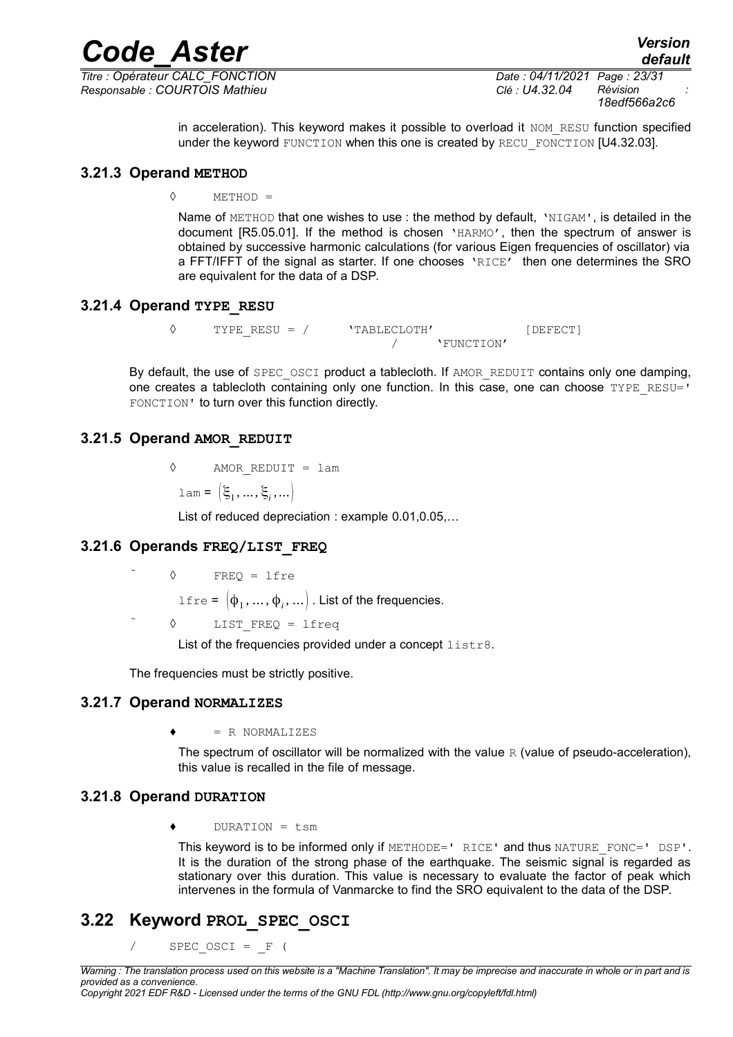in acceleration). This keyword makes it possible to overload it NOM_RESU function specified under the keyword FUNCTION when this one is created by RECU_FONCTION [U4.32.03].

### 3.21.3 Operand METHOD

◊ METHOD =

Name of METHOD that one wishes to use : the method by default, 'NIGAM', is detailed in the document [R5.05.01]. If the method is chosen 'HARMO', then the spectrum of answer is obtained by successive harmonic calculations (for various Eigen frequencies of oscillator) via a FFT/IFFT of the signal as starter. If one chooses 'RICE' then one determines the SRO are equivalent for the data of a DSP.

### 3.21.4 Operand TYPE_RESU

```
◊    TYPE_RESU = /    'TABLECLOTH'          [DEFECT]
                      /    'FUNCTION'
```

By default, the use of SPEC_OSCI product a tablecloth. If AMOR_REDUIT contains only one damping, one creates a tablecloth containing only one function. In this case, one can choose TYPE_RESU=' FONCTION' to turn over this function directly.

### 3.21.5 Operand AMOR_REDUIT

◊ AMOR_REDUIT = lam

lam = $\left(\xi_1, \ldots, \xi_i, \ldots\right)$

List of reduced depreciation : example 0.01,0.05,…

### 3.21.6 Operands FREQ/LIST_FREQ

◊ FREQ = lfre

lfre = $\left(\phi_1, \ldots, \phi_i, \ldots\right)$. List of the frequencies.

◊ LIST_FREQ = lfreq

List of the frequencies provided under a concept listr8.

The frequencies must be strictly positive.

### 3.21.7 Operand NORMALIZES

♦ = R NORMALIZES

The spectrum of oscillator will be normalized with the value R (value of pseudo-acceleration), this value is recalled in the file of message.

### 3.21.8 Operand DURATION

♦ DURATION = tsm

This keyword is to be informed only if METHODE=' RICE' and thus NATURE_FONC=' DSP'. It is the duration of the strong phase of the earthquake. The seismic signal is regarded as stationary over this duration. This value is necessary to evaluate the factor of peak which intervenes in the formula of Vanmarcke to find the SRO equivalent to the data of the DSP.

## 3.22 Keyword PROL_SPEC_OSCI

/ SPEC_OSCI = _F (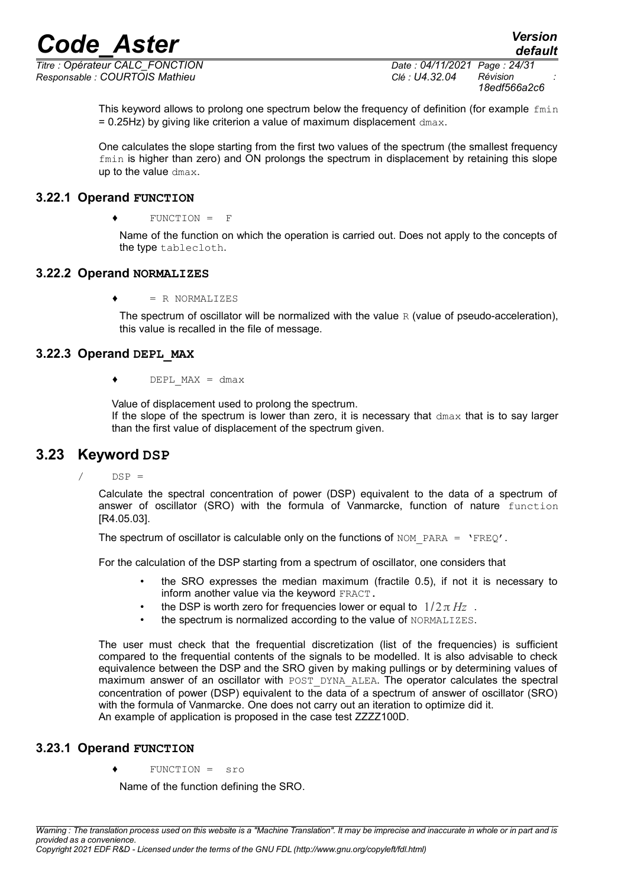This keyword allows to prolong one spectrum below the frequency of definition (for example fmin = 0.25Hz) by giving like criterion a value of maximum displacement dmax.

One calculates the slope starting from the first two values of the spectrum (the smallest frequency fmin is higher than zero) and ON prolongs the spectrum in displacement by retaining this slope up to the value dmax.

### 3.22.1 Operand FUNCTION

♦ FUNCTION = F

Name of the function on which the operation is carried out. Does not apply to the concepts of the type tablecloth.

### 3.22.2 Operand NORMALIZES

♦ = R NORMALIZES

The spectrum of oscillator will be normalized with the value R (value of pseudo-acceleration), this value is recalled in the file of message.

### 3.22.3 Operand DEPL_MAX

♦ DEPL_MAX = dmax

Value of displacement used to prolong the spectrum.
If the slope of the spectrum is lower than zero, it is necessary that dmax that is to say larger than the first value of displacement of the spectrum given.

## 3.23 Keyword DSP

/ DSP =

Calculate the spectral concentration of power (DSP) equivalent to the data of a spectrum of answer of oscillator (SRO) with the formula of Vanmarcke, function of nature function [R4.05.03].

The spectrum of oscillator is calculable only on the functions of NOM_PARA = 'FREQ'.

For the calculation of the DSP starting from a spectrum of oscillator, one considers that

- the SRO expresses the median maximum (fractile 0.5), if not it is necessary to inform another value via the keyword FRACT.
- the DSP is worth zero for frequencies lower or equal to $1/2\pi\,Hz$ .
- the spectrum is normalized according to the value of NORMALIZES.

The user must check that the frequential discretization (list of the frequencies) is sufficient compared to the frequential contents of the signals to be modelled. It is also advisable to check equivalence between the DSP and the SRO given by making pullings or by determining values of maximum answer of an oscillator with POST_DYNA_ALEA. The operator calculates the spectral concentration of power (DSP) equivalent to the data of a spectrum of answer of oscillator (SRO) with the formula of Vanmarcke. One does not carry out an iteration to optimize did it.
An example of application is proposed in the case test ZZZZ100D.

### 3.23.1 Operand FUNCTION

♦ FUNCTION = sro

Name of the function defining the SRO.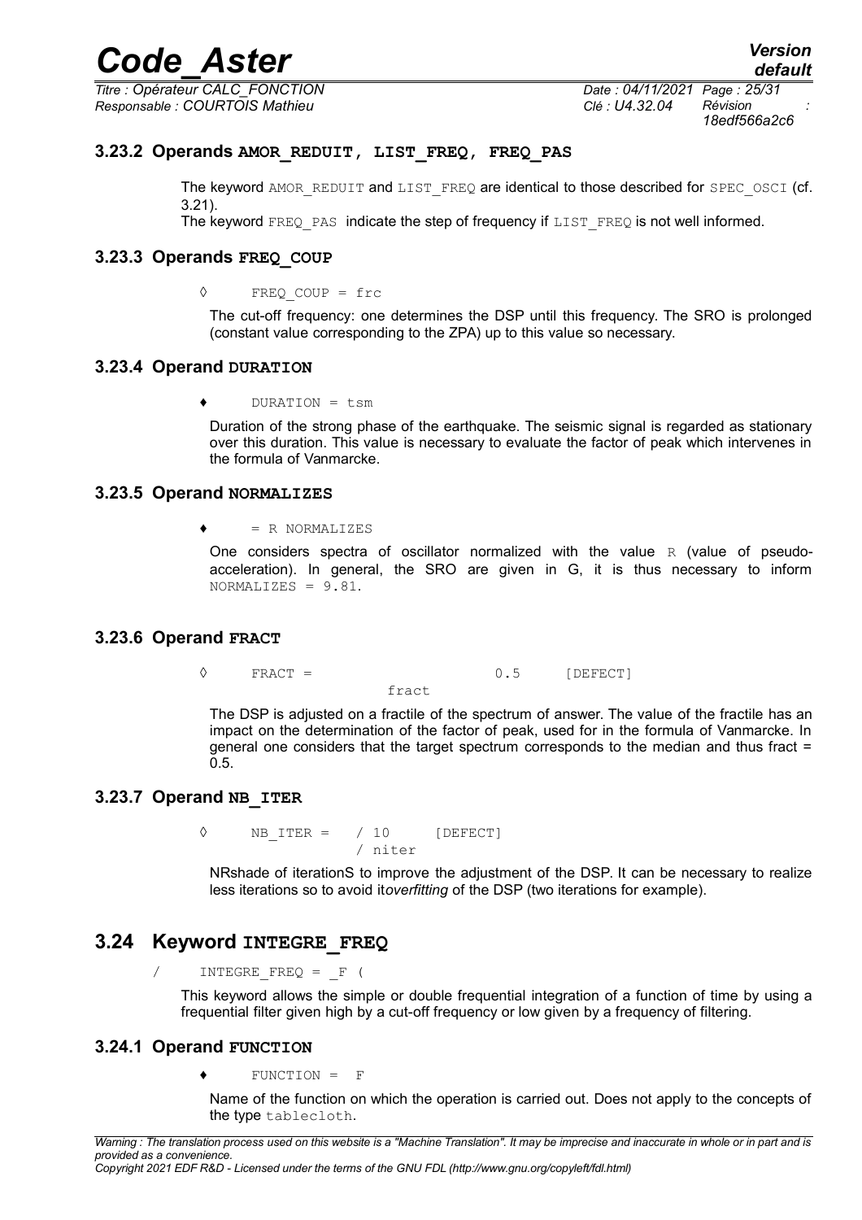### 3.23.2 Operands AMOR_REDUIT, LIST_FREQ, FREQ_PAS

The keyword AMOR_REDUIT and LIST_FREQ are identical to those described for SPEC_OSCI (cf. 3.21).

The keyword FREQ_PAS indicate the step of frequency if LIST_FREQ is not well informed.

### 3.23.3 Operands FREQ_COUP

```
◊      FREQ_COUP = frc
```

The cut-off frequency: one determines the DSP until this frequency. The SRO is prolonged (constant value corresponding to the ZPA) up to this value so necessary.

### 3.23.4 Operand DURATION

```
♦      DURATION = tsm
```

Duration of the strong phase of the earthquake. The seismic signal is regarded as stationary over this duration. This value is necessary to evaluate the factor of peak which intervenes in the formula of Vanmarcke.

### 3.23.5 Operand NORMALIZES

```
♦      = R NORMALIZES
```

One considers spectra of oscillator normalized with the value R (value of pseudo-acceleration). In general, the SRO are given in G, it is thus necessary to inform NORMALIZES = 9.81.

### 3.23.6 Operand FRACT

```
◊      FRACT =                      0.5      [DEFECT]
                        fract
```

The DSP is adjusted on a fractile of the spectrum of answer. The value of the fractile has an impact on the determination of the factor of peak, used for in the formula of Vanmarcke. In general one considers that the target spectrum corresponds to the median and thus fract = 0.5.

### 3.23.7 Operand NB_ITER

```
◊      NB_ITER =   / 10      [DEFECT]
                   / niter
```

NRshade of iterationS to improve the adjustment of the DSP. It can be necessary to realize less iterations so to avoid it*overfitting* of the DSP (two iterations for example).

## 3.24 Keyword INTEGRE_FREQ

```
/     INTEGRE_FREQ = _F (
```

This keyword allows the simple or double frequential integration of a function of time by using a frequential filter given high by a cut-off frequency or low given by a frequency of filtering.

### 3.24.1 Operand FUNCTION

```
♦      FUNCTION =  F
```

Name of the function on which the operation is carried out. Does not apply to the concepts of the type tablecloth.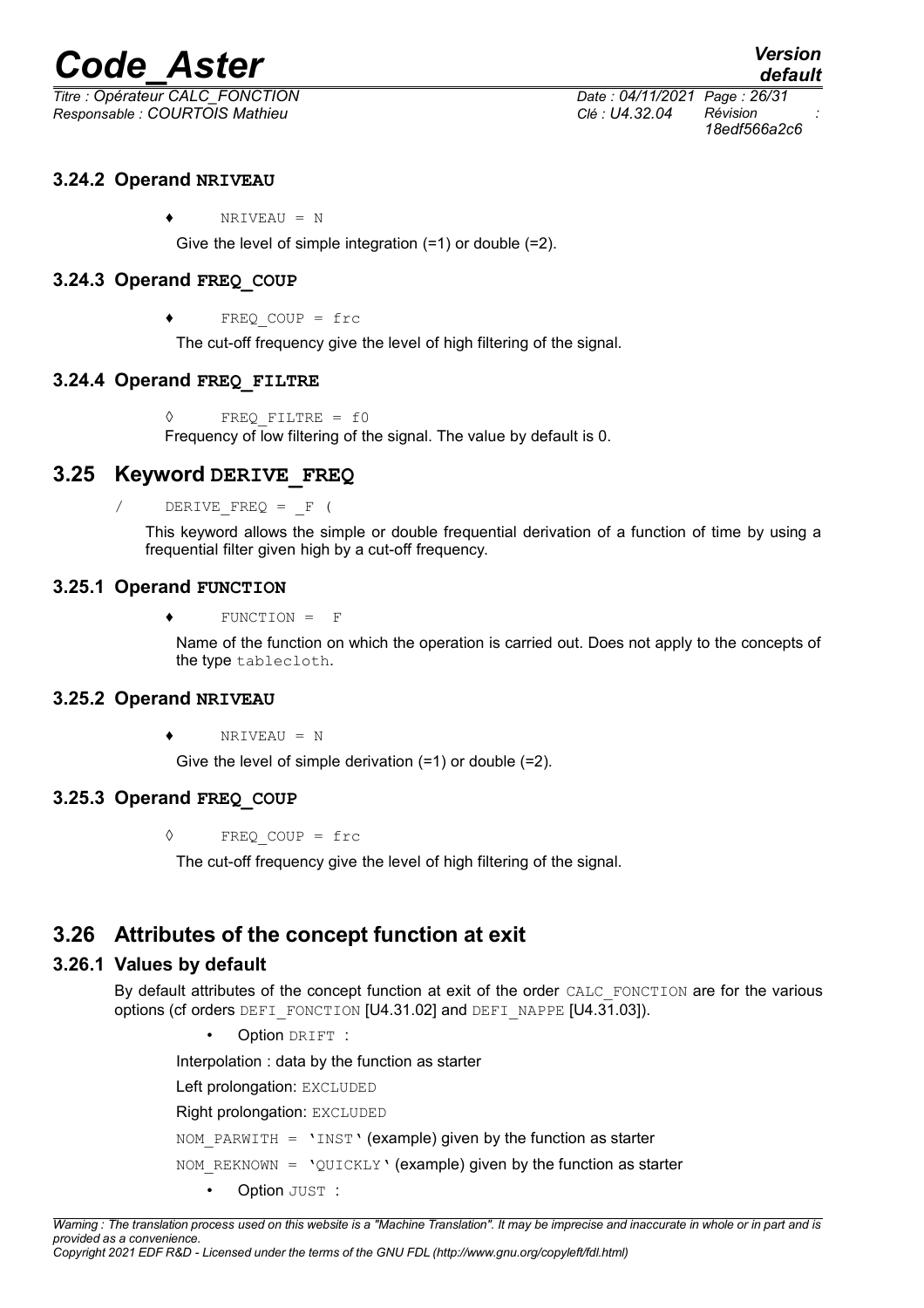### 3.24.2 Operand NRIVEAU

♦ NRIVEAU = N

Give the level of simple integration (=1) or double (=2).

### 3.24.3 Operand FREQ_COUP

♦ FREQ_COUP = frc

The cut-off frequency give the level of high filtering of the signal.

### 3.24.4 Operand FREQ_FILTRE

◊ FREQ_FILTRE = f0

Frequency of low filtering of the signal. The value by default is 0.

## 3.25 Keyword DERIVE_FREQ

/ DERIVE_FREQ = _F (

This keyword allows the simple or double frequential derivation of a function of time by using a frequential filter given high by a cut-off frequency.

### 3.25.1 Operand FUNCTION

♦ FUNCTION = F

Name of the function on which the operation is carried out. Does not apply to the concepts of the type tablecloth.

### 3.25.2 Operand NRIVEAU

♦ NRIVEAU = N

Give the level of simple derivation (=1) or double (=2).

### 3.25.3 Operand FREQ_COUP

◊ FREQ_COUP = frc

The cut-off frequency give the level of high filtering of the signal.

## 3.26 Attributes of the concept function at exit

### 3.26.1 Values by default

By default attributes of the concept function at exit of the order CALC_FONCTION are for the various options (cf orders DEFI_FONCTION [U4.31.02] and DEFI_NAPPE [U4.31.03]).

- Option DRIFT :

Interpolation : data by the function as starter

Left prolongation: EXCLUDED

Right prolongation: EXCLUDED

NOM_PARWITH = 'INST' (example) given by the function as starter

NOM_REKNOWN = 'QUICKLY' (example) given by the function as starter

- Option JUST :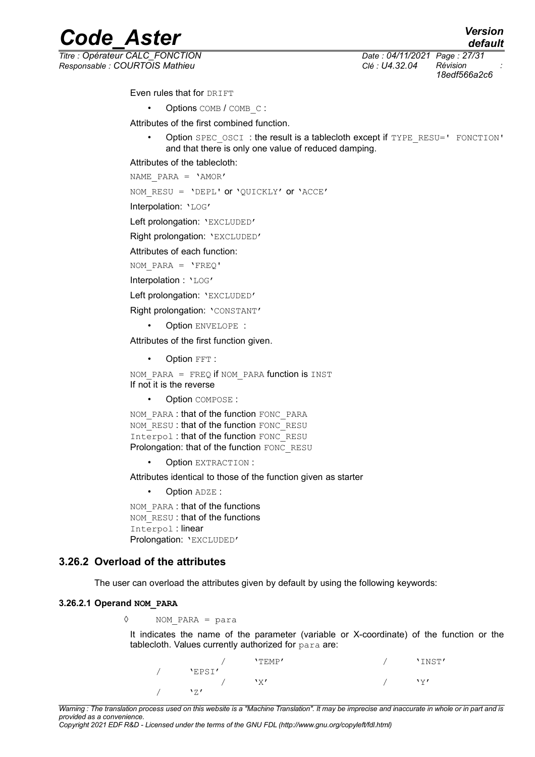Even rules that for DRIFT

- Options COMB / COMB_C :

Attributes of the first combined function.

- Option SPEC_OSCI : the result is a tablecloth except if TYPE_RESU=' FONCTION' and that there is only one value of reduced damping.

Attributes of the tablecloth:

NAME_PARA = 'AMOR'

NOM_RESU = 'DEPL' or 'QUICKLY' or 'ACCE'

Interpolation: 'LOG'

Left prolongation: 'EXCLUDED'

Right prolongation: 'EXCLUDED'

Attributes of each function:

NOM_PARA = 'FREQ'

Interpolation : 'LOG'

Left prolongation: 'EXCLUDED'

Right prolongation: 'CONSTANT'

- Option ENVELOPE :

Attributes of the first function given.

- Option FFT :

NOM_PARA = FREQ if NOM_PARA function is INST
If not it is the reverse

- Option COMPOSE :

NOM_PARA : that of the function FONC_PARA
NOM_RESU : that of the function FONC_RESU
Interpol : that of the function FONC_RESU
Prolongation: that of the function FONC_RESU

- Option EXTRACTION :

Attributes identical to those of the function given as starter

- Option ADZE :

NOM_PARA : that of the functions
NOM_RESU : that of the functions
Interpol : linear
Prolongation: 'EXCLUDED'

### 3.26.2 Overload of the attributes

The user can overload the attributes given by default by using the following keywords:

#### 3.26.2.1 Operand NOM_PARA

◊ NOM_PARA = para

It indicates the name of the parameter (variable or X-coordinate) of the function or the tablecloth. Values currently authorized for para are:

```
        /   'TEMP'      /   'INST'
/   'EPSI'
        /   'X'         /   'Y'
/   'Z'
```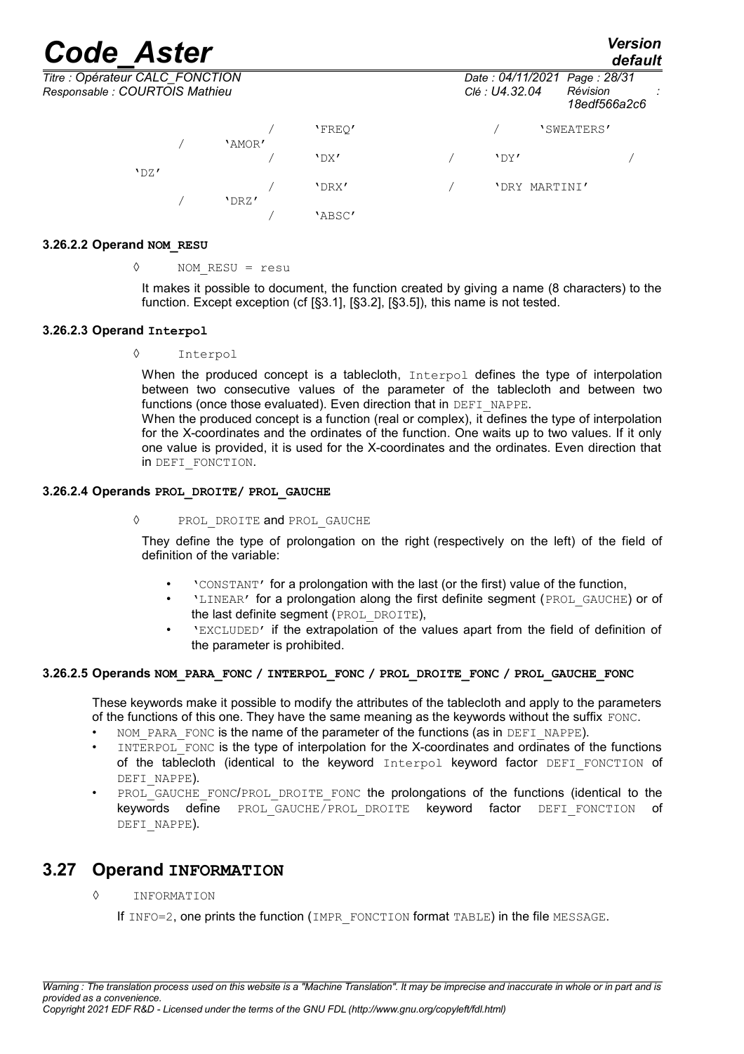/ 'FREQ' / 'SWEATERS'
/ 'AMOR'
/ 'DX' / 'DY' /
'DZ'
/ 'DRX' / 'DRY MARTINI'
/ 'DRZ'
/ 'ABSC'

#### 3.26.2.2 Operand NOM_RESU

◊ NOM_RESU = resu

It makes it possible to document, the function created by giving a name (8 characters) to the function. Except exception (cf [§3.1], [§3.2], [§3.5]), this name is not tested.

#### 3.26.2.3 Operand Interpol

◊ Interpol

When the produced concept is a tablecloth, Interpol defines the type of interpolation between two consecutive values of the parameter of the tablecloth and between two functions (once those evaluated). Even direction that in DEFI_NAPPE.

When the produced concept is a function (real or complex), it defines the type of interpolation for the X-coordinates and the ordinates of the function. One waits up to two values. If it only one value is provided, it is used for the X-coordinates and the ordinates. Even direction that in DEFI_FONCTION.

#### 3.26.2.4 Operands PROL_DROITE/ PROL_GAUCHE

◊ PROL_DROITE and PROL_GAUCHE

They define the type of prolongation on the right (respectively on the left) of the field of definition of the variable:

- 'CONSTANT' for a prolongation with the last (or the first) value of the function,
- 'LINEAR' for a prolongation along the first definite segment (PROL_GAUCHE) or of the last definite segment (PROL_DROITE),
- 'EXCLUDED' if the extrapolation of the values apart from the field of definition of the parameter is prohibited.

#### 3.26.2.5 Operands NOM_PARA_FONC / INTERPOL_FONC / PROL_DROITE_FONC / PROL_GAUCHE_FONC

These keywords make it possible to modify the attributes of the tablecloth and apply to the parameters of the functions of this one. They have the same meaning as the keywords without the suffix FONC.

- NOM_PARA_FONC is the name of the parameter of the functions (as in DEFI_NAPPE).
- INTERPOL_FONC is the type of interpolation for the X-coordinates and ordinates of the functions of the tablecloth (identical to the keyword Interpol keyword factor DEFI_FONCTION of DEFI_NAPPE).
- PROL_GAUCHE_FONC/PROL_DROITE_FONC the prolongations of the functions (identical to the keywords define PROL_GAUCHE/PROL_DROITE keyword factor DEFI_FONCTION of DEFI_NAPPE).

## 3.27 Operand INFORMATION

◊ INFORMATION

If INFO=2, one prints the function (IMPR_FONCTION format TABLE) in the file MESSAGE.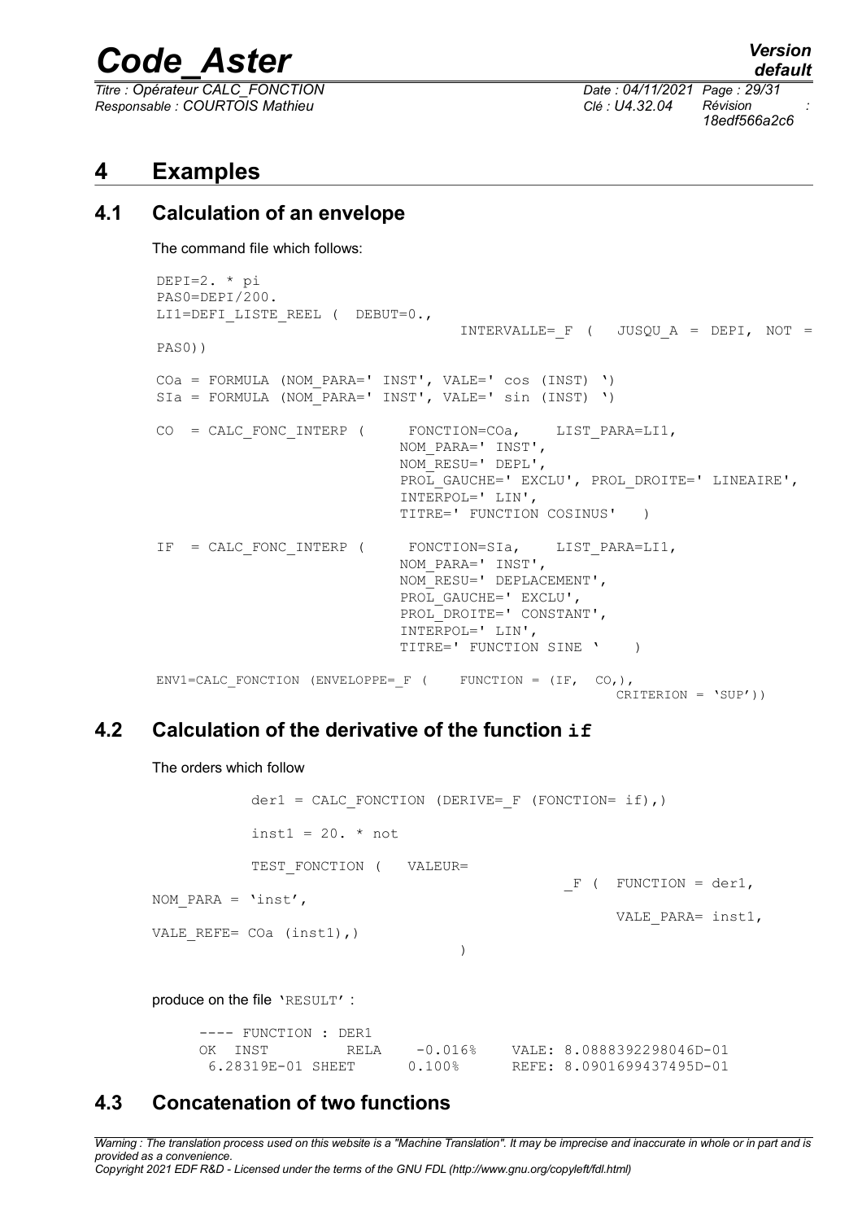# 4 Examples

## 4.1 Calculation of an envelope

The command file which follows:

```
DEPI=2. * pi
PAS0=DEPI/200.
LI1=DEFI_LISTE_REEL (  DEBUT=0.,
                                 INTERVALLE=_F (   JUSQU_A = DEPI, NOT =
PAS0))

COa = FORMULA (NOM_PARA=' INST', VALE=' cos (INST) ')
SIa = FORMULA (NOM_PARA=' INST', VALE=' sin (INST) ')

CO  = CALC_FONC_INTERP (     FONCTION=COa,    LIST_PARA=LI1,
                           NOM_PARA=' INST',
                           NOM_RESU=' DEPL',
                           PROL_GAUCHE=' EXCLU', PROL_DROITE=' LINEAIRE',
                           INTERPOL=' LIN',
                           TITRE=' FUNCTION COSINUS'   )

IF  = CALC_FONC_INTERP (     FONCTION=SIa,    LIST_PARA=LI1,
                           NOM_PARA=' INST',
                           NOM_RESU=' DEPLACEMENT',
                           PROL_GAUCHE=' EXCLU',
                           PROL_DROITE=' CONSTANT',
                           INTERPOL=' LIN',
                           TITRE=' FUNCTION SINE '    )

ENV1=CALC_FONCTION (ENVELOPPE=_F (    FUNCTION = (IF,  CO,),
                                                  CRITERION = 'SUP'))
```

## 4.2 Calculation of the derivative of the function `if`

The orders which follow

```
          der1 = CALC_FONCTION (DERIVE=_F (FONCTION= if),)

          inst1 = 20. * not

          TEST_FONCTION (   VALEUR=
                                               _F (  FUNCTION = der1,
NOM_PARA = 'inst',
                                                     VALE_PARA= inst1,
VALE_REFE= COa (inst1),)
                                    )
```

produce on the file 'RESULT' :

```
---- FUNCTION : DER1
OK  INST        RELA    -0.016%    VALE: 8.0888392298046D-01
 6.28319E-01 SHEET      0.100%     REFE: 8.0901699437495D-01
```

## 4.3 Concatenation of two functions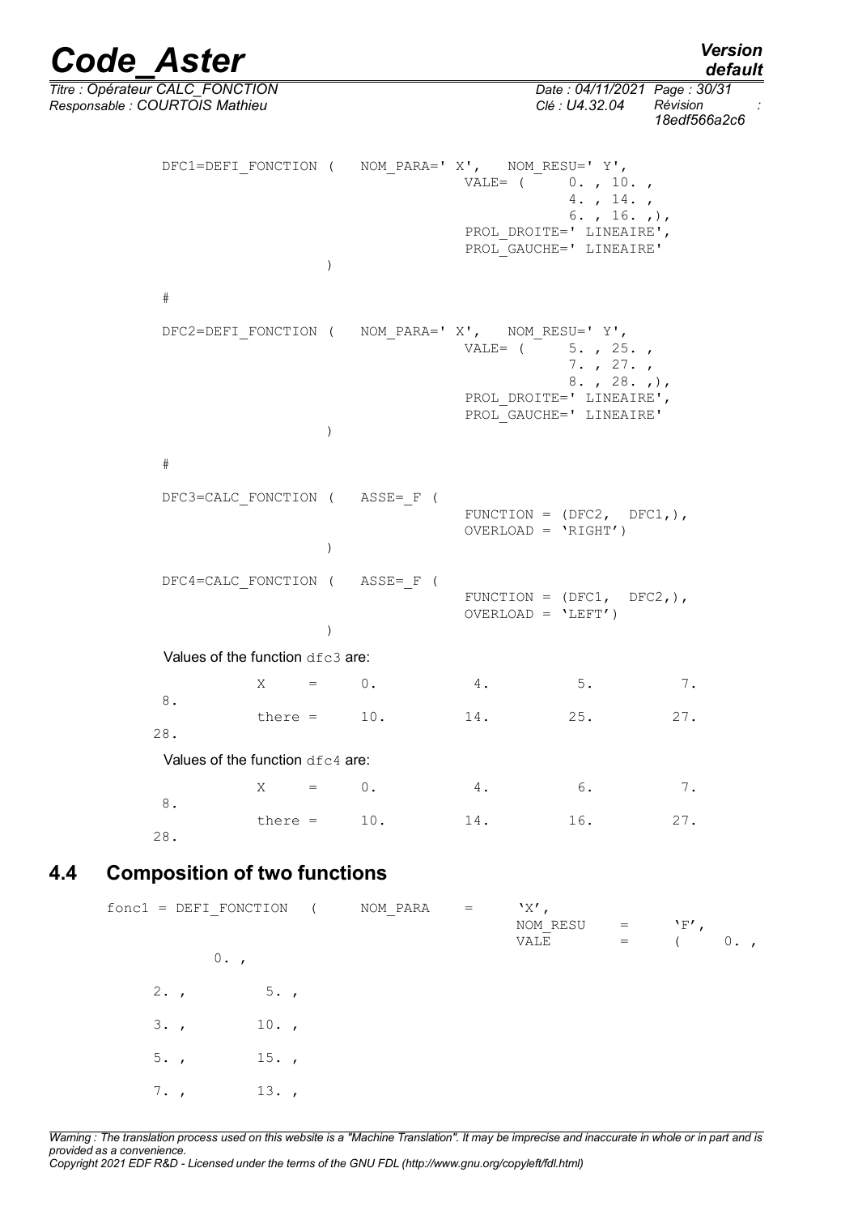```
DFC1=DEFI_FONCTION (   NOM_PARA=' X',   NOM_RESU=' Y',
                                  VALE= (     0. , 10. ,
                                              4. , 14. ,
                                              6. , 16. ,),
                                  PROL_DROITE=' LINEAIRE',
                                  PROL_GAUCHE=' LINEAIRE'
                   )

#

DFC2=DEFI_FONCTION (   NOM_PARA=' X',   NOM_RESU=' Y',
                                  VALE= (     5. , 25. ,
                                              7. , 27. ,
                                              8. , 28. ,),
                                  PROL_DROITE=' LINEAIRE',
                                  PROL_GAUCHE=' LINEAIRE'
                   )

#

DFC3=CALC_FONCTION (   ASSE=_F (
                                  FUNCTION = (DFC2,  DFC1,),
                                  OVERLOAD = 'RIGHT')
                   )

DFC4=CALC_FONCTION (   ASSE=_F (
                                  FUNCTION = (DFC1,  DFC2,),
                                  OVERLOAD = 'LEFT')
                   )
```

Values of the function dfc3 are:

```
         X     =    0.         4.         5.         7.         8.
         there =    10.        14.        25.        27.        28.
```

Values of the function dfc4 are:

```
         X     =    0.         4.         6.         7.         8.
         there =    10.        14.        16.        27.        28.
```

## 4.4 Composition of two functions

```
fonc1 = DEFI_FONCTION   (     NOM_PARA     =     'X',
                                                 NOM_RESU     =     'F',
                                                 VALE         =     (      0. ,
        0. ,

     2. ,        5. ,

     3. ,        10. ,

     5. ,        15. ,

     7. ,        13. ,
```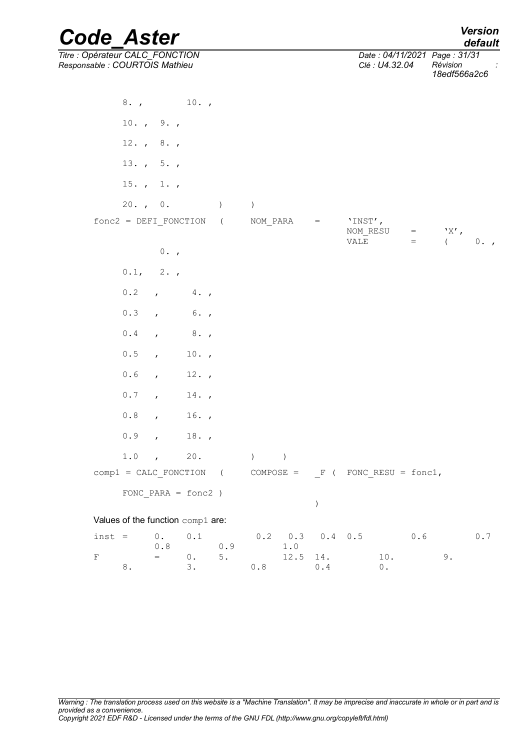```
        8. ,        10. ,
        10. ,  9. ,
        12. ,  8. ,
        13. ,  5. ,
        15. ,  1. ,
        20. ,  0.        )     )
fonc2 = DEFI_FONCTION  (    NOM_PARA   =    'INST',
                                            NOM_RESU   =   'X',
                                            VALE       =   (    0. ,
        0. ,
        0.1,   2. ,
        0.2   ,     4. ,
        0.3   ,     6. ,
        0.4   ,     8. ,
        0.5   ,    10. ,
        0.6   ,    12. ,
        0.7   ,    14. ,
        0.8   ,    16. ,
        0.9   ,    18. ,
        1.0   ,    20.        )     )
comp1 = CALC_FONCTION  (    COMPOSE =   _F (  FONC_RESU = fonc1,
        FONC_PARA = fonc2 )
                                         )
```

Values of the function comp1 are:

```
inst =    0.   0.1    0.2   0.3   0.4  0.5   0.6   0.7   0.8   0.9   1.0
F    =    0.   5.     12.5  14.   10.  9.    8.    3.    0.8   0.4   0.
```